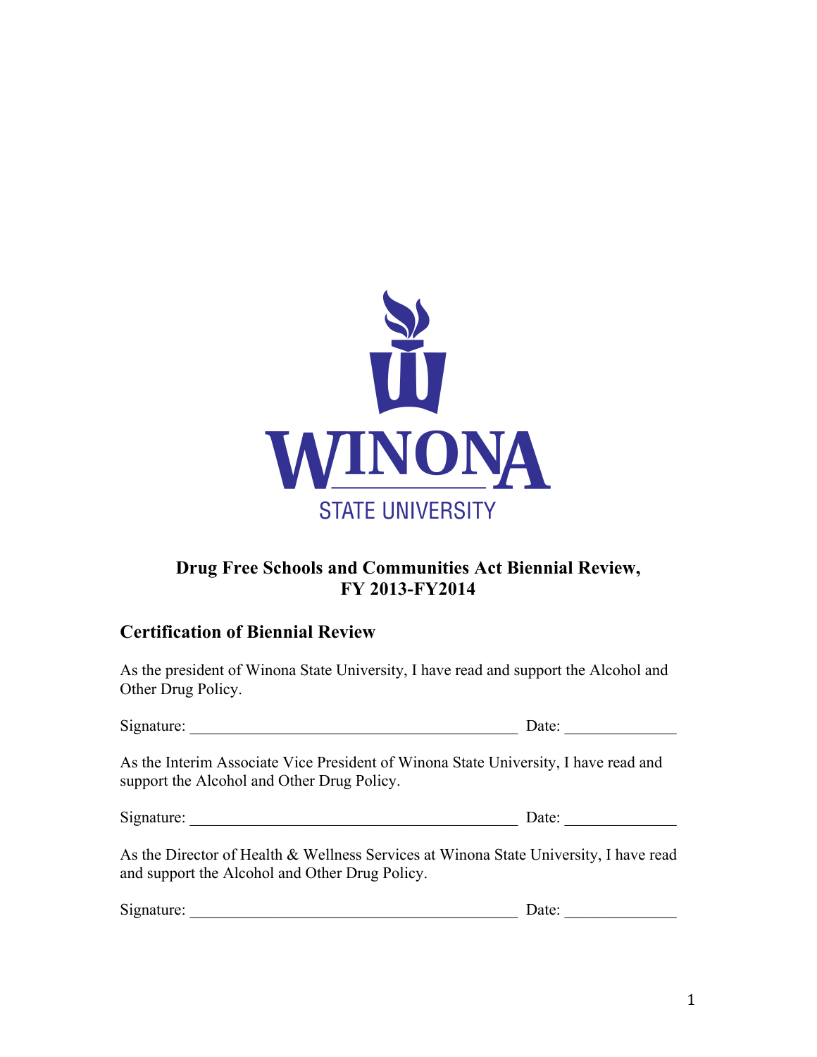WINONA STATE UNIVERSITY

# Drug Free Schools and Communities Act Biennial Review, FY 2013-FY2014

## Certification of Biennial Review

As the president of Winona State University, I have read and support the Alcohol and Other Drug Policy.

Signature: ________________________________________ Date: _____________

As the Interim Associate Vice President of Winona State University, I have read and support the Alcohol and Other Drug Policy.

Signature: ________________________________________ Date: _____________

As the Director of Health & Wellness Services at Winona State University, I have read and support the Alcohol and Other Drug Policy.

Signature: ________________________________________ Date: _____________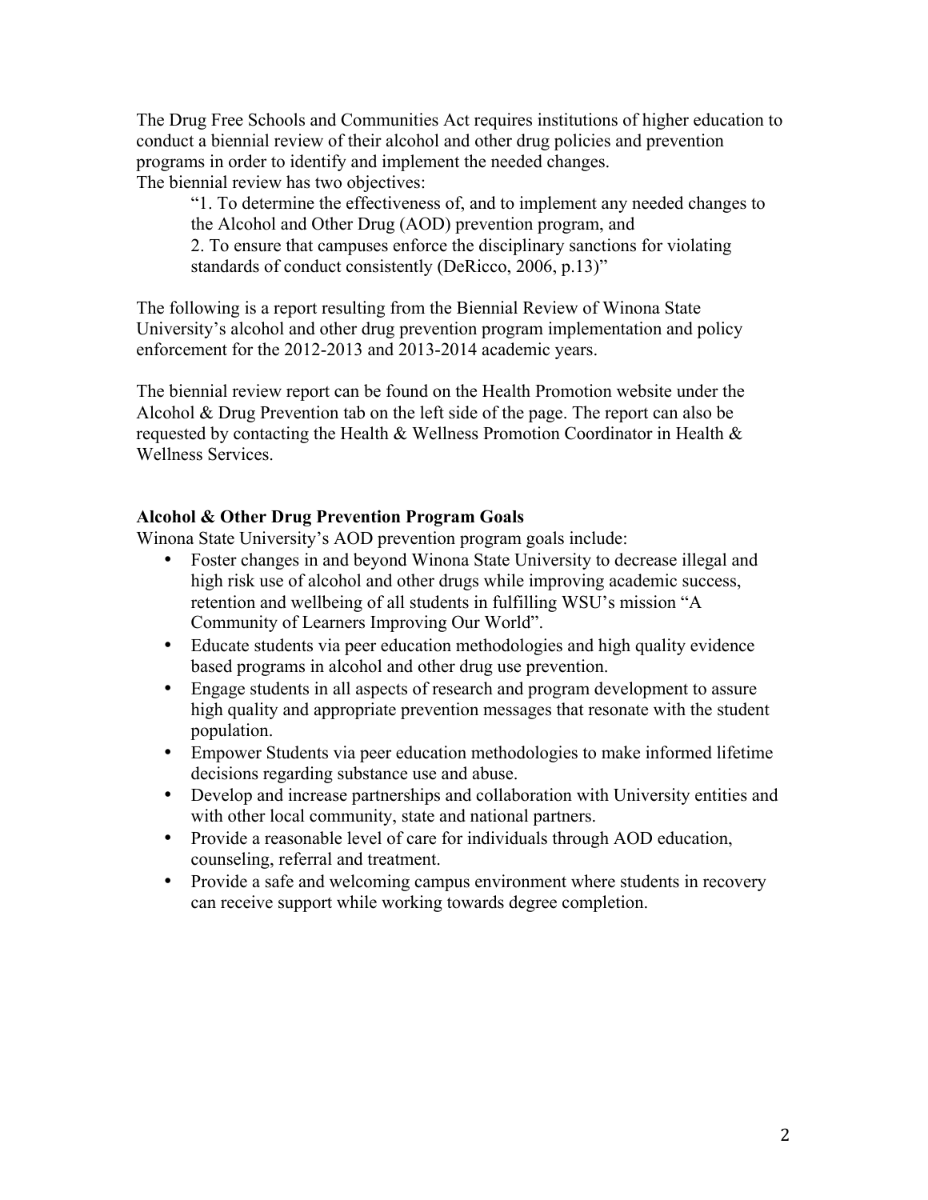The Drug Free Schools and Communities Act requires institutions of higher education to conduct a biennial review of their alcohol and other drug policies and prevention programs in order to identify and implement the needed changes.
The biennial review has two objectives:

> "1. To determine the effectiveness of, and to implement any needed changes to the Alcohol and Other Drug (AOD) prevention program, and
> 2. To ensure that campuses enforce the disciplinary sanctions for violating standards of conduct consistently (DeRicco, 2006, p.13)"

The following is a report resulting from the Biennial Review of Winona State University's alcohol and other drug prevention program implementation and policy enforcement for the 2012-2013 and 2013-2014 academic years.

The biennial review report can be found on the Health Promotion website under the Alcohol & Drug Prevention tab on the left side of the page. The report can also be requested by contacting the Health & Wellness Promotion Coordinator in Health & Wellness Services.

**Alcohol & Other Drug Prevention Program Goals**

Winona State University's AOD prevention program goals include:

- Foster changes in and beyond Winona State University to decrease illegal and high risk use of alcohol and other drugs while improving academic success, retention and wellbeing of all students in fulfilling WSU's mission "A Community of Learners Improving Our World".
- Educate students via peer education methodologies and high quality evidence based programs in alcohol and other drug use prevention.
- Engage students in all aspects of research and program development to assure high quality and appropriate prevention messages that resonate with the student population.
- Empower Students via peer education methodologies to make informed lifetime decisions regarding substance use and abuse.
- Develop and increase partnerships and collaboration with University entities and with other local community, state and national partners.
- Provide a reasonable level of care for individuals through AOD education, counseling, referral and treatment.
- Provide a safe and welcoming campus environment where students in recovery can receive support while working towards degree completion.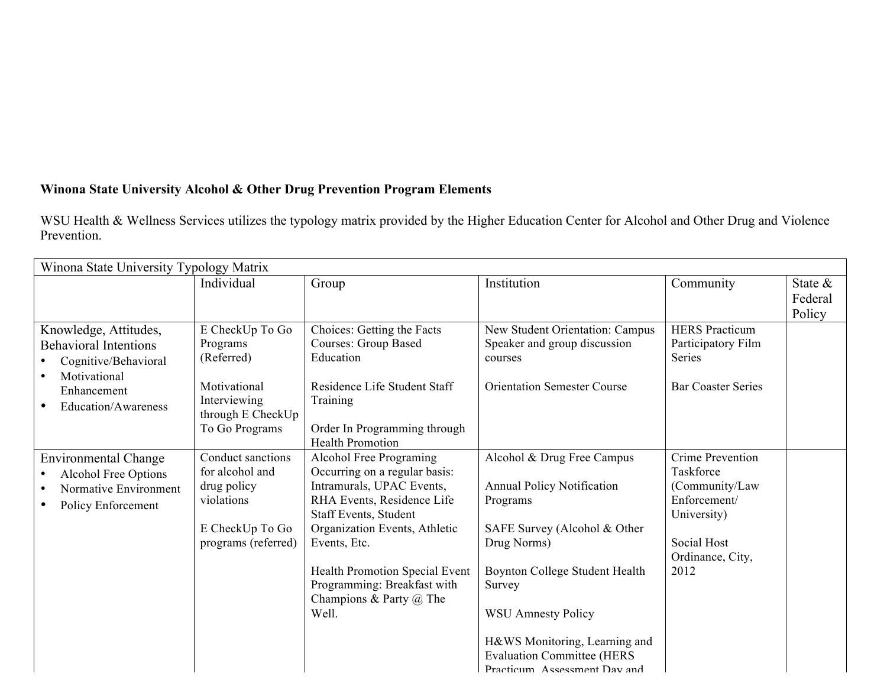**Winona State University Alcohol & Other Drug Prevention Program Elements**

WSU Health & Wellness Services utilizes the typology matrix provided by the Higher Education Center for Alcohol and Other Drug and Violence Prevention.

| Winona State University Typology Matrix | | | | | |
|---|---|---|---|---|---|
| | Individual | Group | Institution | Community | State & Federal Policy |
| Knowledge, Attitudes, Behavioral Intentions<br>• Cognitive/Behavioral<br>• Motivational Enhancement<br>• Education/Awareness | E CheckUp To Go Programs (Referred)<br><br>Motivational Interviewing through E CheckUp To Go Programs | Choices: Getting the Facts Courses: Group Based Education<br><br>Residence Life Student Staff Training<br><br>Order In Programming through Health Promotion | New Student Orientation: Campus Speaker and group discussion courses<br><br>Orientation Semester Course | HERS Practicum Participatory Film Series<br><br>Bar Coaster Series | |
| Environmental Change<br>• Alcohol Free Options<br>• Normative Environment<br>• Policy Enforcement | Conduct sanctions for alcohol and drug policy violations<br><br>E CheckUp To Go programs (referred) | Alcohol Free Programing Occurring on a regular basis: Intramurals, UPAC Events, RHA Events, Residence Life Staff Events, Student Organization Events, Athletic Events, Etc.<br><br>Health Promotion Special Event Programming: Breakfast with Champions & Party @ The Well. | Alcohol & Drug Free Campus<br><br>Annual Policy Notification Programs<br><br>SAFE Survey (Alcohol & Other Drug Norms)<br><br>Boynton College Student Health Survey<br><br>WSU Amnesty Policy<br><br>H&WS Monitoring, Learning and Evaluation Committee (HERS Practicum, Assessment Day and | Crime Prevention Taskforce (Community/Law Enforcement/ University)<br><br>Social Host Ordinance, City, 2012 | |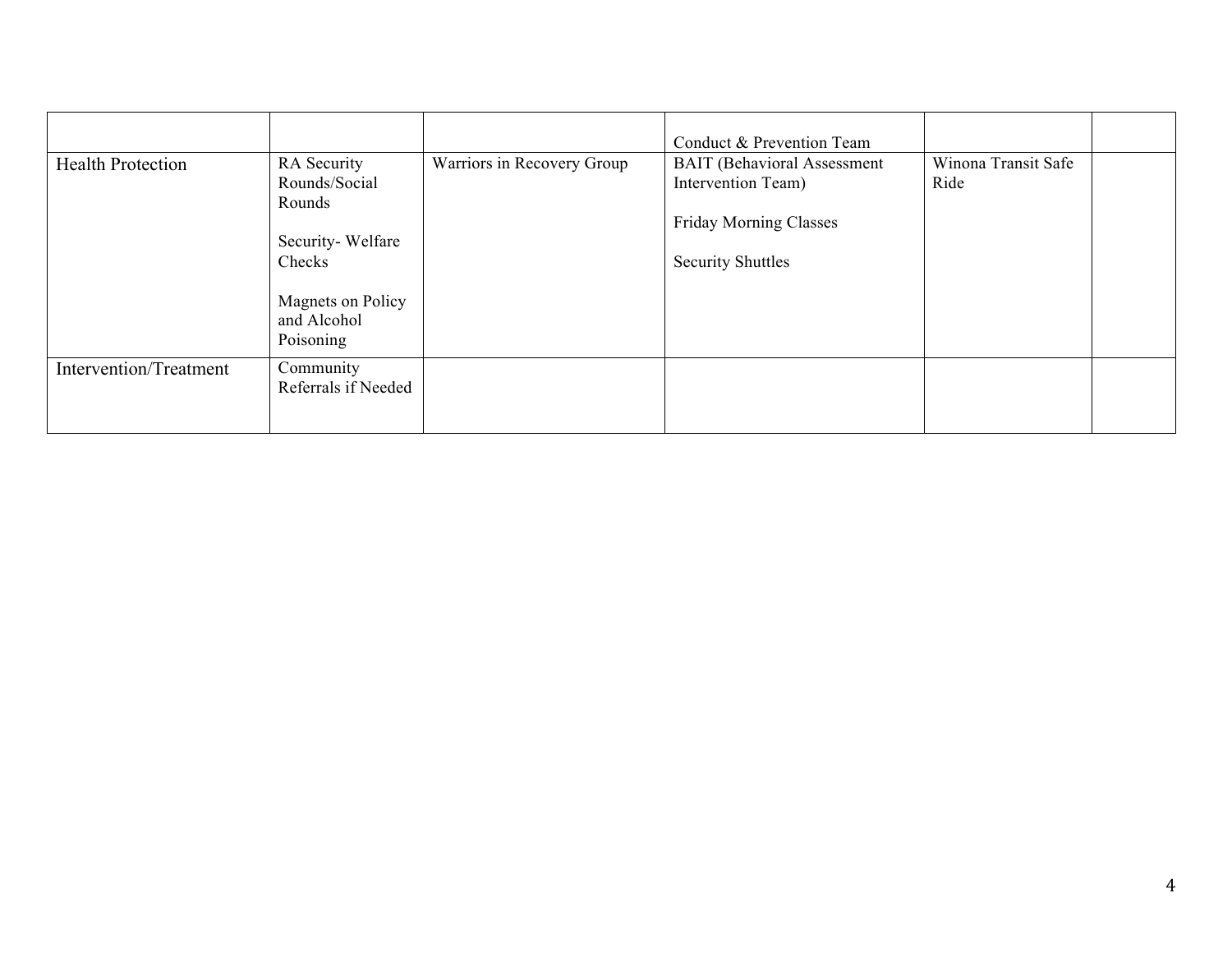| | | | | | |
|---|---|---|---|---|---|
| | | | Conduct & Prevention Team | | |
| Health Protection | RA Security Rounds/Social Rounds<br><br>Security- Welfare Checks<br><br>Magnets on Policy and Alcohol Poisoning | Warriors in Recovery Group | BAIT (Behavioral Assessment Intervention Team)<br><br>Friday Morning Classes<br><br>Security Shuttles | Winona Transit Safe Ride | |
| Intervention/Treatment | Community Referrals if Needed | | | | |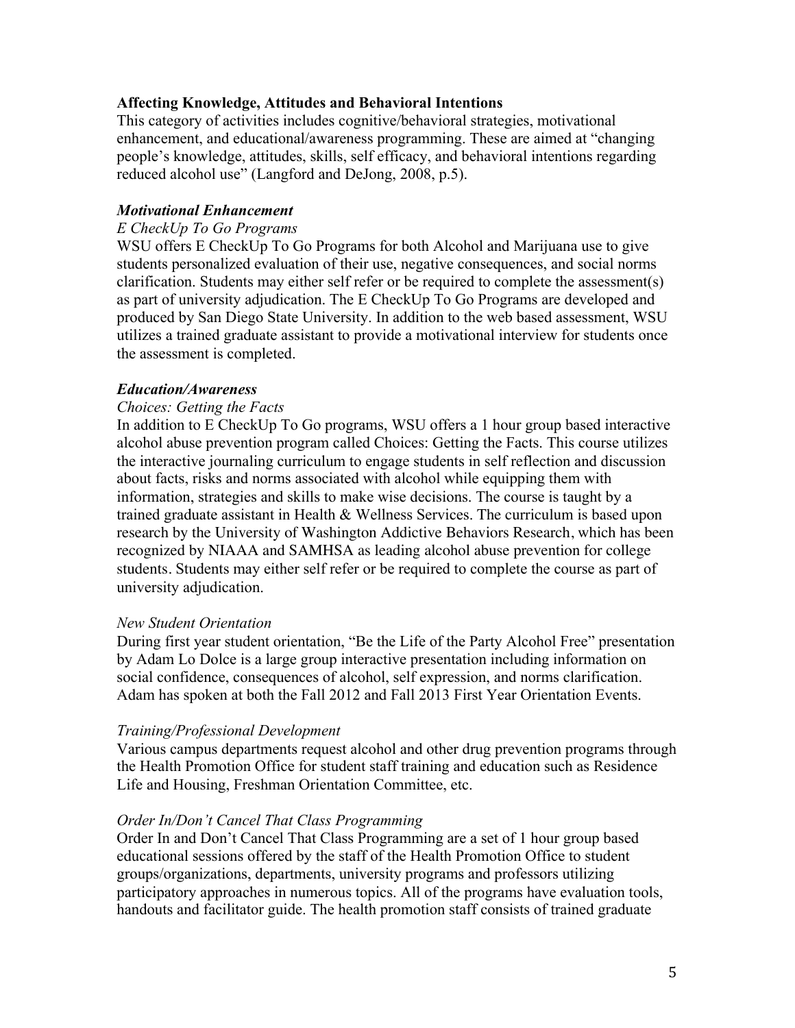**Affecting Knowledge, Attitudes and Behavioral Intentions**

This category of activities includes cognitive/behavioral strategies, motivational enhancement, and educational/awareness programming. These are aimed at "changing people's knowledge, attitudes, skills, self efficacy, and behavioral intentions regarding reduced alcohol use" (Langford and DeJong, 2008, p.5).

***Motivational Enhancement***

*E CheckUp To Go Programs*

WSU offers E CheckUp To Go Programs for both Alcohol and Marijuana use to give students personalized evaluation of their use, negative consequences, and social norms clarification. Students may either self refer or be required to complete the assessment(s) as part of university adjudication. The E CheckUp To Go Programs are developed and produced by San Diego State University. In addition to the web based assessment, WSU utilizes a trained graduate assistant to provide a motivational interview for students once the assessment is completed.

***Education/Awareness***

*Choices: Getting the Facts*

In addition to E CheckUp To Go programs, WSU offers a 1 hour group based interactive alcohol abuse prevention program called Choices: Getting the Facts. This course utilizes the interactive journaling curriculum to engage students in self reflection and discussion about facts, risks and norms associated with alcohol while equipping them with information, strategies and skills to make wise decisions. The course is taught by a trained graduate assistant in Health & Wellness Services. The curriculum is based upon research by the University of Washington Addictive Behaviors Research, which has been recognized by NIAAA and SAMHSA as leading alcohol abuse prevention for college students. Students may either self refer or be required to complete the course as part of university adjudication.

*New Student Orientation*

During first year student orientation, "Be the Life of the Party Alcohol Free" presentation by Adam Lo Dolce is a large group interactive presentation including information on social confidence, consequences of alcohol, self expression, and norms clarification. Adam has spoken at both the Fall 2012 and Fall 2013 First Year Orientation Events.

*Training/Professional Development*

Various campus departments request alcohol and other drug prevention programs through the Health Promotion Office for student staff training and education such as Residence Life and Housing, Freshman Orientation Committee, etc.

*Order In/Don't Cancel That Class Programming*

Order In and Don't Cancel That Class Programming are a set of 1 hour group based educational sessions offered by the staff of the Health Promotion Office to student groups/organizations, departments, university programs and professors utilizing participatory approaches in numerous topics. All of the programs have evaluation tools, handouts and facilitator guide. The health promotion staff consists of trained graduate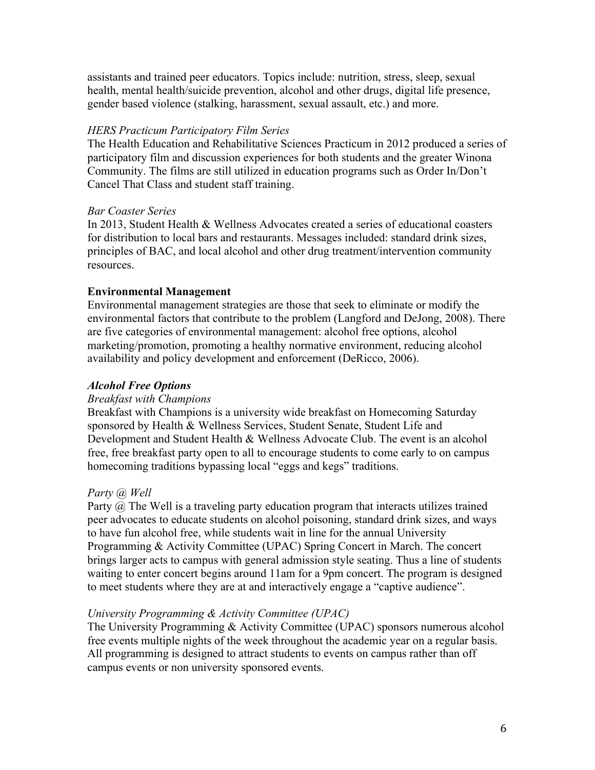assistants and trained peer educators. Topics include: nutrition, stress, sleep, sexual health, mental health/suicide prevention, alcohol and other drugs, digital life presence, gender based violence (stalking, harassment, sexual assault, etc.) and more.

*HERS Practicum Participatory Film Series*

The Health Education and Rehabilitative Sciences Practicum in 2012 produced a series of participatory film and discussion experiences for both students and the greater Winona Community. The films are still utilized in education programs such as Order In/Don't Cancel That Class and student staff training.

*Bar Coaster Series*

In 2013, Student Health & Wellness Advocates created a series of educational coasters for distribution to local bars and restaurants. Messages included: standard drink sizes, principles of BAC, and local alcohol and other drug treatment/intervention community resources.

**Environmental Management**

Environmental management strategies are those that seek to eliminate or modify the environmental factors that contribute to the problem (Langford and DeJong, 2008). There are five categories of environmental management: alcohol free options, alcohol marketing/promotion, promoting a healthy normative environment, reducing alcohol availability and policy development and enforcement (DeRicco, 2006).

***Alcohol Free Options***

*Breakfast with Champions*

Breakfast with Champions is a university wide breakfast on Homecoming Saturday sponsored by Health & Wellness Services, Student Senate, Student Life and Development and Student Health & Wellness Advocate Club. The event is an alcohol free, free breakfast party open to all to encourage students to come early to on campus homecoming traditions bypassing local "eggs and kegs" traditions.

*Party @ Well*

Party @ The Well is a traveling party education program that interacts utilizes trained peer advocates to educate students on alcohol poisoning, standard drink sizes, and ways to have fun alcohol free, while students wait in line for the annual University Programming & Activity Committee (UPAC) Spring Concert in March. The concert brings larger acts to campus with general admission style seating. Thus a line of students waiting to enter concert begins around 11am for a 9pm concert. The program is designed to meet students where they are at and interactively engage a "captive audience".

*University Programming & Activity Committee (UPAC)*

The University Programming & Activity Committee (UPAC) sponsors numerous alcohol free events multiple nights of the week throughout the academic year on a regular basis. All programming is designed to attract students to events on campus rather than off campus events or non university sponsored events.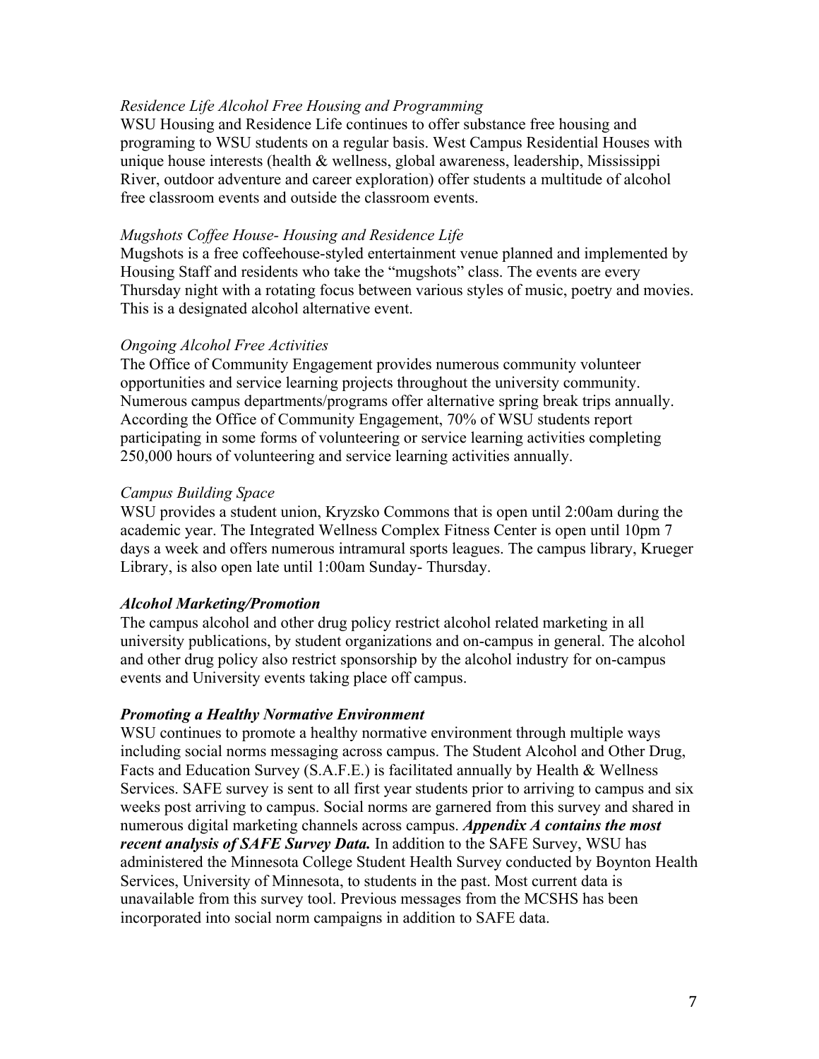*Residence Life Alcohol Free Housing and Programming*

WSU Housing and Residence Life continues to offer substance free housing and programing to WSU students on a regular basis. West Campus Residential Houses with unique house interests (health & wellness, global awareness, leadership, Mississippi River, outdoor adventure and career exploration) offer students a multitude of alcohol free classroom events and outside the classroom events.

*Mugshots Coffee House- Housing and Residence Life*

Mugshots is a free coffeehouse-styled entertainment venue planned and implemented by Housing Staff and residents who take the "mugshots" class. The events are every Thursday night with a rotating focus between various styles of music, poetry and movies. This is a designated alcohol alternative event.

*Ongoing Alcohol Free Activities*

The Office of Community Engagement provides numerous community volunteer opportunities and service learning projects throughout the university community. Numerous campus departments/programs offer alternative spring break trips annually. According the Office of Community Engagement, 70% of WSU students report participating in some forms of volunteering or service learning activities completing 250,000 hours of volunteering and service learning activities annually.

*Campus Building Space*

WSU provides a student union, Kryzsko Commons that is open until 2:00am during the academic year. The Integrated Wellness Complex Fitness Center is open until 10pm 7 days a week and offers numerous intramural sports leagues. The campus library, Krueger Library, is also open late until 1:00am Sunday- Thursday.

***Alcohol Marketing/Promotion***

The campus alcohol and other drug policy restrict alcohol related marketing in all university publications, by student organizations and on-campus in general. The alcohol and other drug policy also restrict sponsorship by the alcohol industry for on-campus events and University events taking place off campus.

***Promoting a Healthy Normative Environment***

WSU continues to promote a healthy normative environment through multiple ways including social norms messaging across campus. The Student Alcohol and Other Drug, Facts and Education Survey (S.A.F.E.) is facilitated annually by Health & Wellness Services. SAFE survey is sent to all first year students prior to arriving to campus and six weeks post arriving to campus. Social norms are garnered from this survey and shared in numerous digital marketing channels across campus. ***Appendix A contains the most recent analysis of SAFE Survey Data.*** In addition to the SAFE Survey, WSU has administered the Minnesota College Student Health Survey conducted by Boynton Health Services, University of Minnesota, to students in the past. Most current data is unavailable from this survey tool. Previous messages from the MCSHS has been incorporated into social norm campaigns in addition to SAFE data.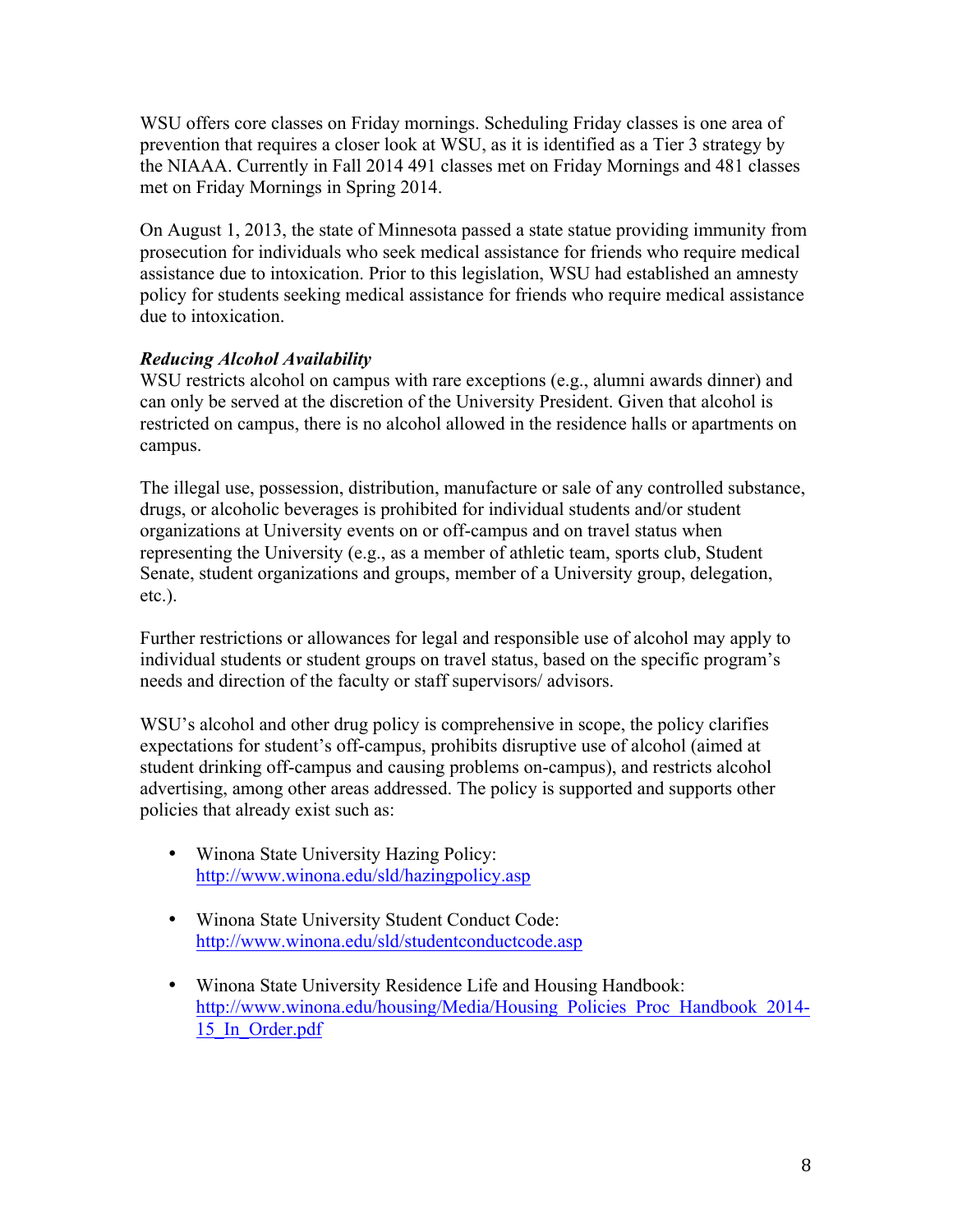WSU offers core classes on Friday mornings. Scheduling Friday classes is one area of prevention that requires a closer look at WSU, as it is identified as a Tier 3 strategy by the NIAAA. Currently in Fall 2014 491 classes met on Friday Mornings and 481 classes met on Friday Mornings in Spring 2014.

On August 1, 2013, the state of Minnesota passed a state statue providing immunity from prosecution for individuals who seek medical assistance for friends who require medical assistance due to intoxication. Prior to this legislation, WSU had established an amnesty policy for students seeking medical assistance for friends who require medical assistance due to intoxication.

***Reducing Alcohol Availability***

WSU restricts alcohol on campus with rare exceptions (e.g., alumni awards dinner) and can only be served at the discretion of the University President. Given that alcohol is restricted on campus, there is no alcohol allowed in the residence halls or apartments on campus.

The illegal use, possession, distribution, manufacture or sale of any controlled substance, drugs, or alcoholic beverages is prohibited for individual students and/or student organizations at University events on or off-campus and on travel status when representing the University (e.g., as a member of athletic team, sports club, Student Senate, student organizations and groups, member of a University group, delegation, etc.).

Further restrictions or allowances for legal and responsible use of alcohol may apply to individual students or student groups on travel status, based on the specific program's needs and direction of the faculty or staff supervisors/ advisors.

WSU's alcohol and other drug policy is comprehensive in scope, the policy clarifies expectations for student's off-campus, prohibits disruptive use of alcohol (aimed at student drinking off-campus and causing problems on-campus), and restricts alcohol advertising, among other areas addressed. The policy is supported and supports other policies that already exist such as:

- Winona State University Hazing Policy: http://www.winona.edu/sld/hazingpolicy.asp
- Winona State University Student Conduct Code: http://www.winona.edu/sld/studentconductcode.asp
- Winona State University Residence Life and Housing Handbook: http://www.winona.edu/housing/Media/Housing_Policies_Proc_Handbook_2014-15_In_Order.pdf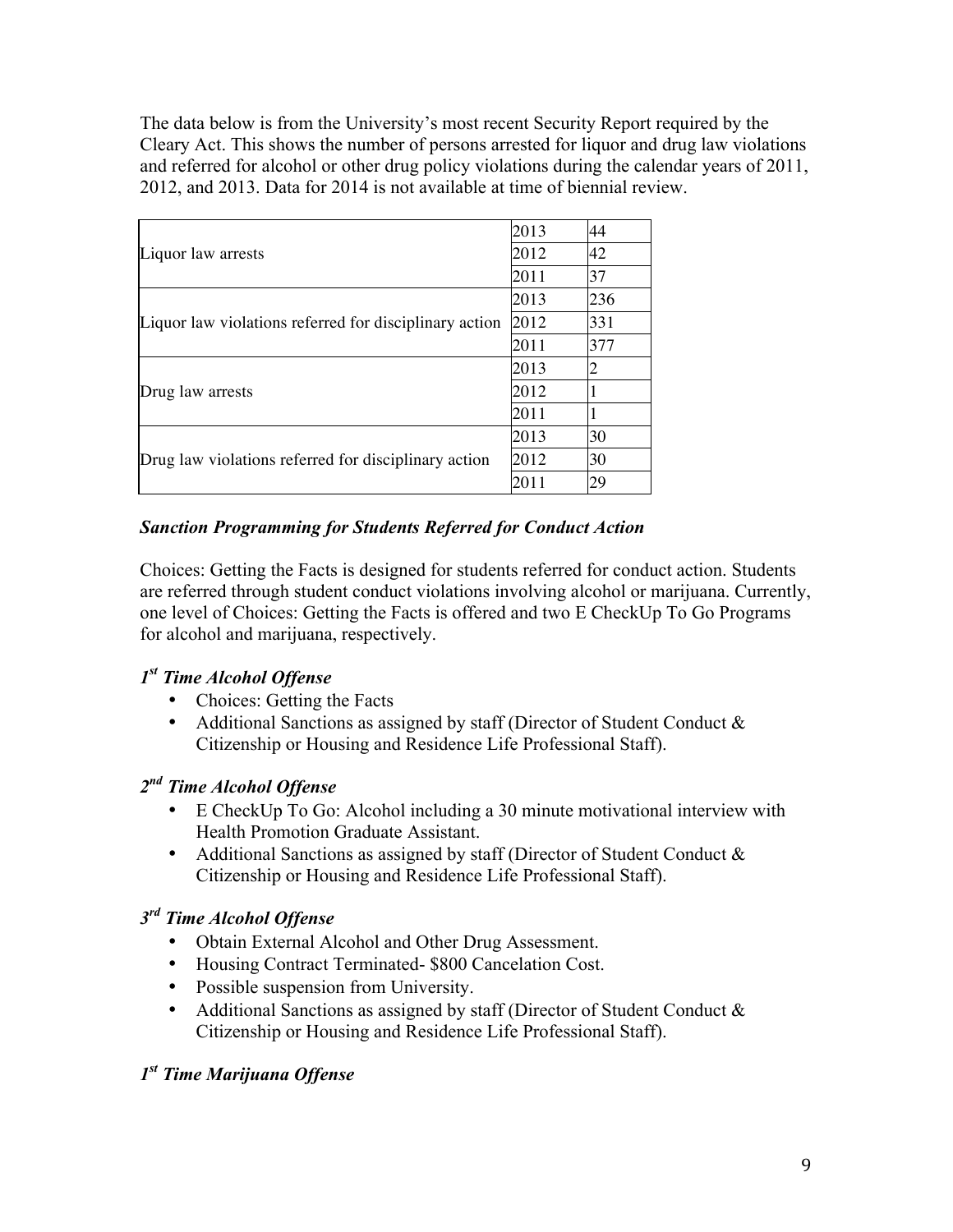The data below is from the University's most recent Security Report required by the Cleary Act. This shows the number of persons arrested for liquor and drug law violations and referred for alcohol or other drug policy violations during the calendar years of 2011, 2012, and 2013. Data for 2014 is not available at time of biennial review.

| | | |
|---|---|---|
| Liquor law arrests | 2013 | 44 |
| | 2012 | 42 |
| | 2011 | 37 |
| Liquor law violations referred for disciplinary action | 2013 | 236 |
| | 2012 | 331 |
| | 2011 | 377 |
| Drug law arrests | 2013 | 2 |
| | 2012 | 1 |
| | 2011 | 1 |
| Drug law violations referred for disciplinary action | 2013 | 30 |
| | 2012 | 30 |
| | 2011 | 29 |

### *Sanction Programming for Students Referred for Conduct Action*

Choices: Getting the Facts is designed for students referred for conduct action. Students are referred through student conduct violations involving alcohol or marijuana. Currently, one level of Choices: Getting the Facts is offered and two E CheckUp To Go Programs for alcohol and marijuana, respectively.

### *1st Time Alcohol Offense*

- Choices: Getting the Facts
- Additional Sanctions as assigned by staff (Director of Student Conduct & Citizenship or Housing and Residence Life Professional Staff).

### *2nd Time Alcohol Offense*

- E CheckUp To Go: Alcohol including a 30 minute motivational interview with Health Promotion Graduate Assistant.
- Additional Sanctions as assigned by staff (Director of Student Conduct & Citizenship or Housing and Residence Life Professional Staff).

### *3rd Time Alcohol Offense*

- Obtain External Alcohol and Other Drug Assessment.
- Housing Contract Terminated- $800 Cancelation Cost.
- Possible suspension from University.
- Additional Sanctions as assigned by staff (Director of Student Conduct & Citizenship or Housing and Residence Life Professional Staff).

### *1st Time Marijuana Offense*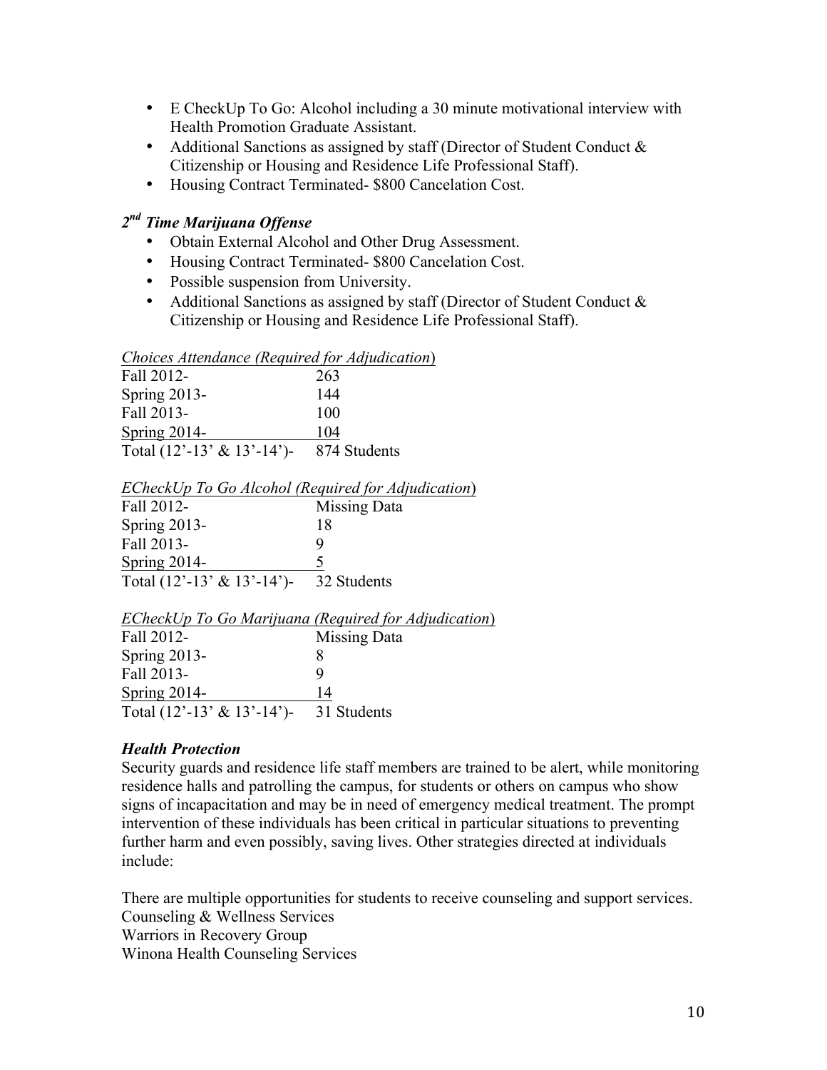- E CheckUp To Go: Alcohol including a 30 minute motivational interview with Health Promotion Graduate Assistant.
- Additional Sanctions as assigned by staff (Director of Student Conduct & Citizenship or Housing and Residence Life Professional Staff).
- Housing Contract Terminated- $800 Cancelation Cost.

### *2nd Time Marijuana Offense*

- Obtain External Alcohol and Other Drug Assessment.
- Housing Contract Terminated- $800 Cancelation Cost.
- Possible suspension from University.
- Additional Sanctions as assigned by staff (Director of Student Conduct & Citizenship or Housing and Residence Life Professional Staff).

*Choices Attendance (Required for Adjudication)*

| | |
|---|---|
| Fall 2012- | 263 |
| Spring 2013- | 144 |
| Fall 2013- | 100 |
| Spring 2014- | 104 |
| Total (12'-13' & 13'-14')- | 874 Students |

*ECheckUp To Go Alcohol (Required for Adjudication)*

| | |
|---|---|
| Fall 2012- | Missing Data |
| Spring 2013- | 18 |
| Fall 2013- | 9 |
| Spring 2014- | 5 |
| Total (12'-13' & 13'-14')- | 32 Students |

*ECheckUp To Go Marijuana (Required for Adjudication)*

| | |
|---|---|
| Fall 2012- | Missing Data |
| Spring 2013- | 8 |
| Fall 2013- | 9 |
| Spring 2014- | 14 |
| Total (12'-13' & 13'-14')- | 31 Students |

### *Health Protection*

Security guards and residence life staff members are trained to be alert, while monitoring residence halls and patrolling the campus, for students or others on campus who show signs of incapacitation and may be in need of emergency medical treatment. The prompt intervention of these individuals has been critical in particular situations to preventing further harm and even possibly, saving lives. Other strategies directed at individuals include:

There are multiple opportunities for students to receive counseling and support services.
Counseling & Wellness Services
Warriors in Recovery Group
Winona Health Counseling Services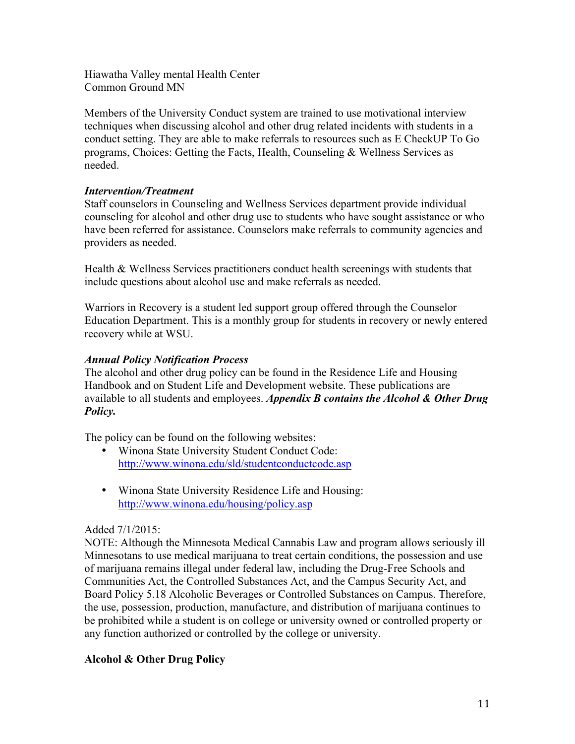Hiawatha Valley mental Health Center
Common Ground MN

Members of the University Conduct system are trained to use motivational interview techniques when discussing alcohol and other drug related incidents with students in a conduct setting. They are able to make referrals to resources such as E CheckUP To Go programs, Choices: Getting the Facts, Health, Counseling & Wellness Services as needed.

***Intervention/Treatment***

Staff counselors in Counseling and Wellness Services department provide individual counseling for alcohol and other drug use to students who have sought assistance or who have been referred for assistance. Counselors make referrals to community agencies and providers as needed.

Health & Wellness Services practitioners conduct health screenings with students that include questions about alcohol use and make referrals as needed.

Warriors in Recovery is a student led support group offered through the Counselor Education Department. This is a monthly group for students in recovery or newly entered recovery while at WSU.

***Annual Policy Notification Process***

The alcohol and other drug policy can be found in the Residence Life and Housing Handbook and on Student Life and Development website. These publications are available to all students and employees. ***Appendix B contains the Alcohol & Other Drug Policy.***

The policy can be found on the following websites:

- Winona State University Student Conduct Code: [http://www.winona.edu/sld/studentconductcode.asp](http://www.winona.edu/sld/studentconductcode.asp)

- Winona State University Residence Life and Housing: [http://www.winona.edu/housing/policy.asp](http://www.winona.edu/housing/policy.asp)

Added 7/1/2015:
NOTE: Although the Minnesota Medical Cannabis Law and program allows seriously ill Minnesotans to use medical marijuana to treat certain conditions, the possession and use of marijuana remains illegal under federal law, including the Drug-Free Schools and Communities Act, the Controlled Substances Act, and the Campus Security Act, and Board Policy 5.18 Alcoholic Beverages or Controlled Substances on Campus. Therefore, the use, possession, production, manufacture, and distribution of marijuana continues to be prohibited while a student is on college or university owned or controlled property or any function authorized or controlled by the college or university.

**Alcohol & Other Drug Policy**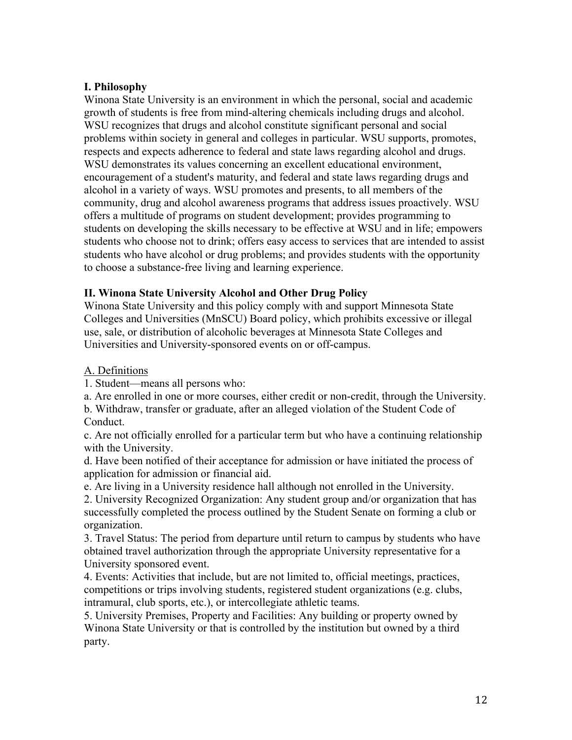## I. Philosophy

Winona State University is an environment in which the personal, social and academic growth of students is free from mind-altering chemicals including drugs and alcohol. WSU recognizes that drugs and alcohol constitute significant personal and social problems within society in general and colleges in particular. WSU supports, promotes, respects and expects adherence to federal and state laws regarding alcohol and drugs. WSU demonstrates its values concerning an excellent educational environment, encouragement of a student's maturity, and federal and state laws regarding drugs and alcohol in a variety of ways. WSU promotes and presents, to all members of the community, drug and alcohol awareness programs that address issues proactively. WSU offers a multitude of programs on student development; provides programming to students on developing the skills necessary to be effective at WSU and in life; empowers students who choose not to drink; offers easy access to services that are intended to assist students who have alcohol or drug problems; and provides students with the opportunity to choose a substance-free living and learning experience.

## II. Winona State University Alcohol and Other Drug Policy

Winona State University and this policy comply with and support Minnesota State Colleges and Universities (MnSCU) Board policy, which prohibits excessive or illegal use, sale, or distribution of alcoholic beverages at Minnesota State Colleges and Universities and University-sponsored events on or off-campus.

### A. Definitions

1. Student—means all persons who:

a. Are enrolled in one or more courses, either credit or non-credit, through the University.

b. Withdraw, transfer or graduate, after an alleged violation of the Student Code of Conduct.

c. Are not officially enrolled for a particular term but who have a continuing relationship with the University.

d. Have been notified of their acceptance for admission or have initiated the process of application for admission or financial aid.

e. Are living in a University residence hall although not enrolled in the University.

2. University Recognized Organization: Any student group and/or organization that has successfully completed the process outlined by the Student Senate on forming a club or organization.

3. Travel Status: The period from departure until return to campus by students who have obtained travel authorization through the appropriate University representative for a University sponsored event.

4. Events: Activities that include, but are not limited to, official meetings, practices, competitions or trips involving students, registered student organizations (e.g. clubs, intramural, club sports, etc.), or intercollegiate athletic teams.

5. University Premises, Property and Facilities: Any building or property owned by Winona State University or that is controlled by the institution but owned by a third party.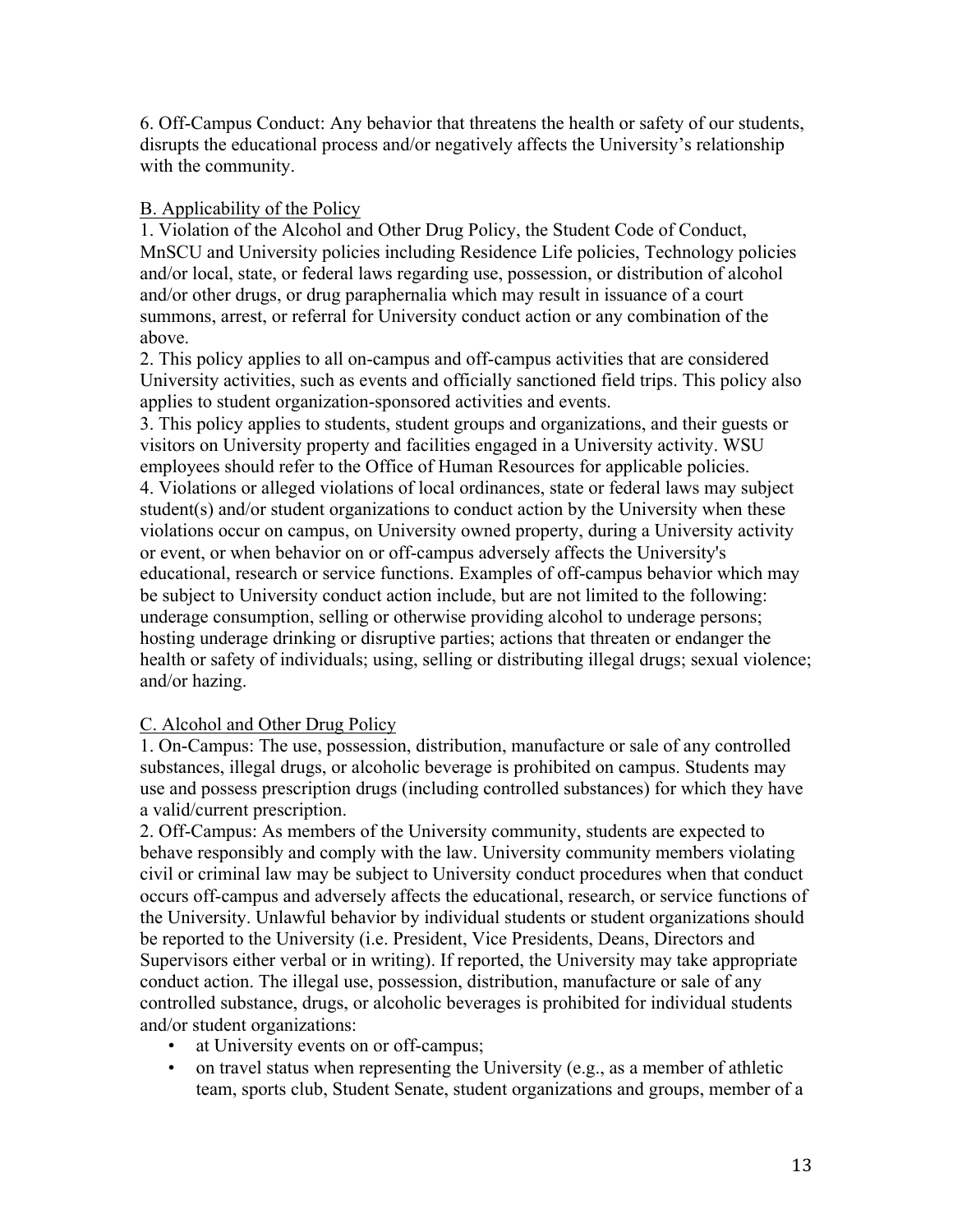6. Off-Campus Conduct: Any behavior that threatens the health or safety of our students, disrupts the educational process and/or negatively affects the University's relationship with the community.

B. Applicability of the Policy

1. Violation of the Alcohol and Other Drug Policy, the Student Code of Conduct, MnSCU and University policies including Residence Life policies, Technology policies and/or local, state, or federal laws regarding use, possession, or distribution of alcohol and/or other drugs, or drug paraphernalia which may result in issuance of a court summons, arrest, or referral for University conduct action or any combination of the above.
2. This policy applies to all on-campus and off-campus activities that are considered University activities, such as events and officially sanctioned field trips. This policy also applies to student organization-sponsored activities and events.
3. This policy applies to students, student groups and organizations, and their guests or visitors on University property and facilities engaged in a University activity. WSU employees should refer to the Office of Human Resources for applicable policies.
4. Violations or alleged violations of local ordinances, state or federal laws may subject student(s) and/or student organizations to conduct action by the University when these violations occur on campus, on University owned property, during a University activity or event, or when behavior on or off-campus adversely affects the University's educational, research or service functions. Examples of off-campus behavior which may be subject to University conduct action include, but are not limited to the following: underage consumption, selling or otherwise providing alcohol to underage persons; hosting underage drinking or disruptive parties; actions that threaten or endanger the health or safety of individuals; using, selling or distributing illegal drugs; sexual violence; and/or hazing.

C. Alcohol and Other Drug Policy

1. On-Campus: The use, possession, distribution, manufacture or sale of any controlled substances, illegal drugs, or alcoholic beverage is prohibited on campus. Students may use and possess prescription drugs (including controlled substances) for which they have a valid/current prescription.
2. Off-Campus: As members of the University community, students are expected to behave responsibly and comply with the law. University community members violating civil or criminal law may be subject to University conduct procedures when that conduct occurs off-campus and adversely affects the educational, research, or service functions of the University. Unlawful behavior by individual students or student organizations should be reported to the University (i.e. President, Vice Presidents, Deans, Directors and Supervisors either verbal or in writing). If reported, the University may take appropriate conduct action. The illegal use, possession, distribution, manufacture or sale of any controlled substance, drugs, or alcoholic beverages is prohibited for individual students and/or student organizations:
   - at University events on or off-campus;
   - on travel status when representing the University (e.g., as a member of athletic team, sports club, Student Senate, student organizations and groups, member of a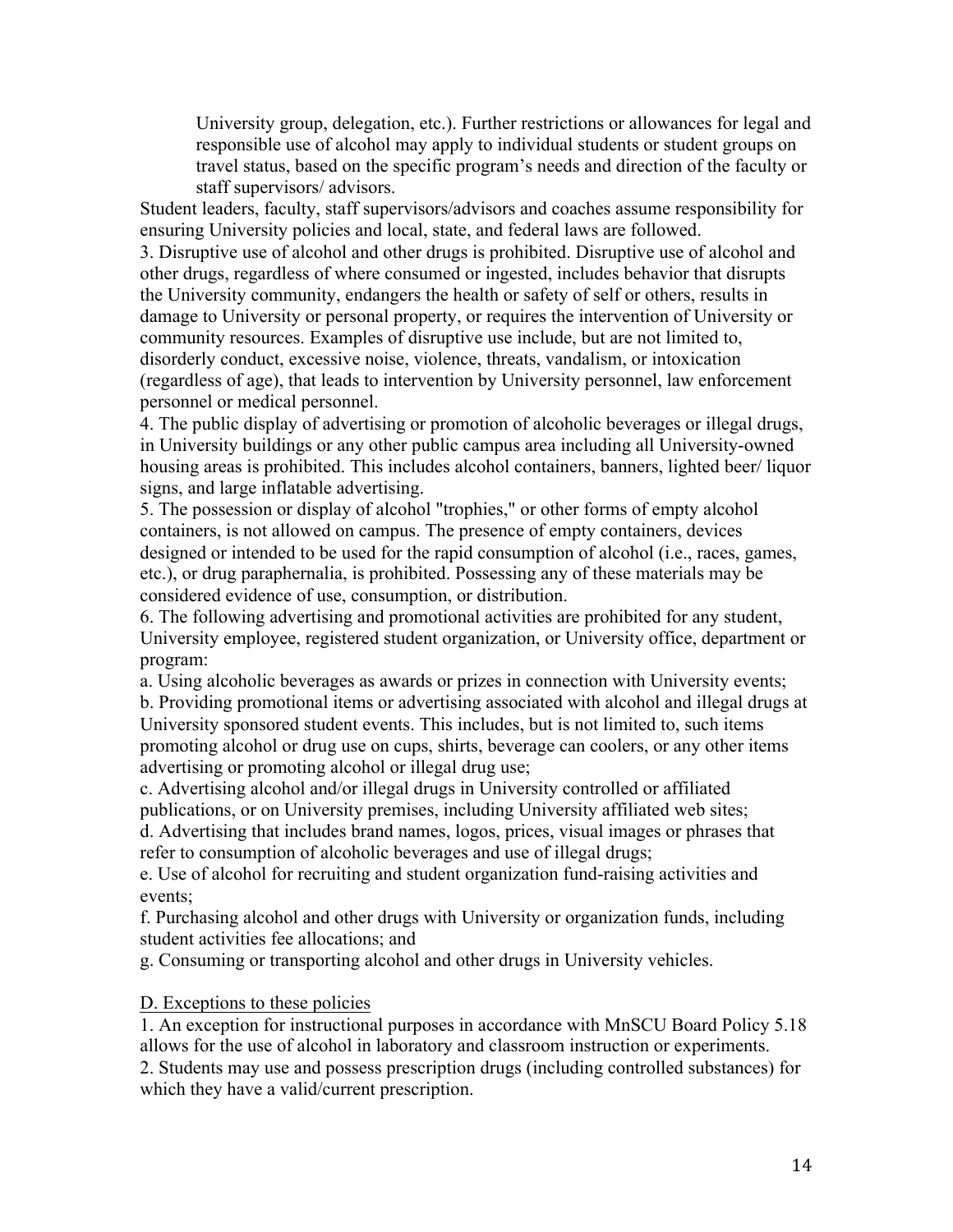University group, delegation, etc.). Further restrictions or allowances for legal and responsible use of alcohol may apply to individual students or student groups on travel status, based on the specific program's needs and direction of the faculty or staff supervisors/ advisors.

Student leaders, faculty, staff supervisors/advisors and coaches assume responsibility for ensuring University policies and local, state, and federal laws are followed.

3. Disruptive use of alcohol and other drugs is prohibited. Disruptive use of alcohol and other drugs, regardless of where consumed or ingested, includes behavior that disrupts the University community, endangers the health or safety of self or others, results in damage to University or personal property, or requires the intervention of University or community resources. Examples of disruptive use include, but are not limited to, disorderly conduct, excessive noise, violence, threats, vandalism, or intoxication (regardless of age), that leads to intervention by University personnel, law enforcement personnel or medical personnel.

4. The public display of advertising or promotion of alcoholic beverages or illegal drugs, in University buildings or any other public campus area including all University-owned housing areas is prohibited. This includes alcohol containers, banners, lighted beer/ liquor signs, and large inflatable advertising.

5. The possession or display of alcohol "trophies," or other forms of empty alcohol containers, is not allowed on campus. The presence of empty containers, devices designed or intended to be used for the rapid consumption of alcohol (i.e., races, games, etc.), or drug paraphernalia, is prohibited. Possessing any of these materials may be considered evidence of use, consumption, or distribution.

6. The following advertising and promotional activities are prohibited for any student, University employee, registered student organization, or University office, department or program:

a. Using alcoholic beverages as awards or prizes in connection with University events;

b. Providing promotional items or advertising associated with alcohol and illegal drugs at University sponsored student events. This includes, but is not limited to, such items promoting alcohol or drug use on cups, shirts, beverage can coolers, or any other items advertising or promoting alcohol or illegal drug use;

c. Advertising alcohol and/or illegal drugs in University controlled or affiliated publications, or on University premises, including University affiliated web sites;

d. Advertising that includes brand names, logos, prices, visual images or phrases that refer to consumption of alcoholic beverages and use of illegal drugs;

e. Use of alcohol for recruiting and student organization fund-raising activities and events;

f. Purchasing alcohol and other drugs with University or organization funds, including student activities fee allocations; and

g. Consuming or transporting alcohol and other drugs in University vehicles.

D. Exceptions to these policies

1. An exception for instructional purposes in accordance with MnSCU Board Policy 5.18 allows for the use of alcohol in laboratory and classroom instruction or experiments.

2. Students may use and possess prescription drugs (including controlled substances) for which they have a valid/current prescription.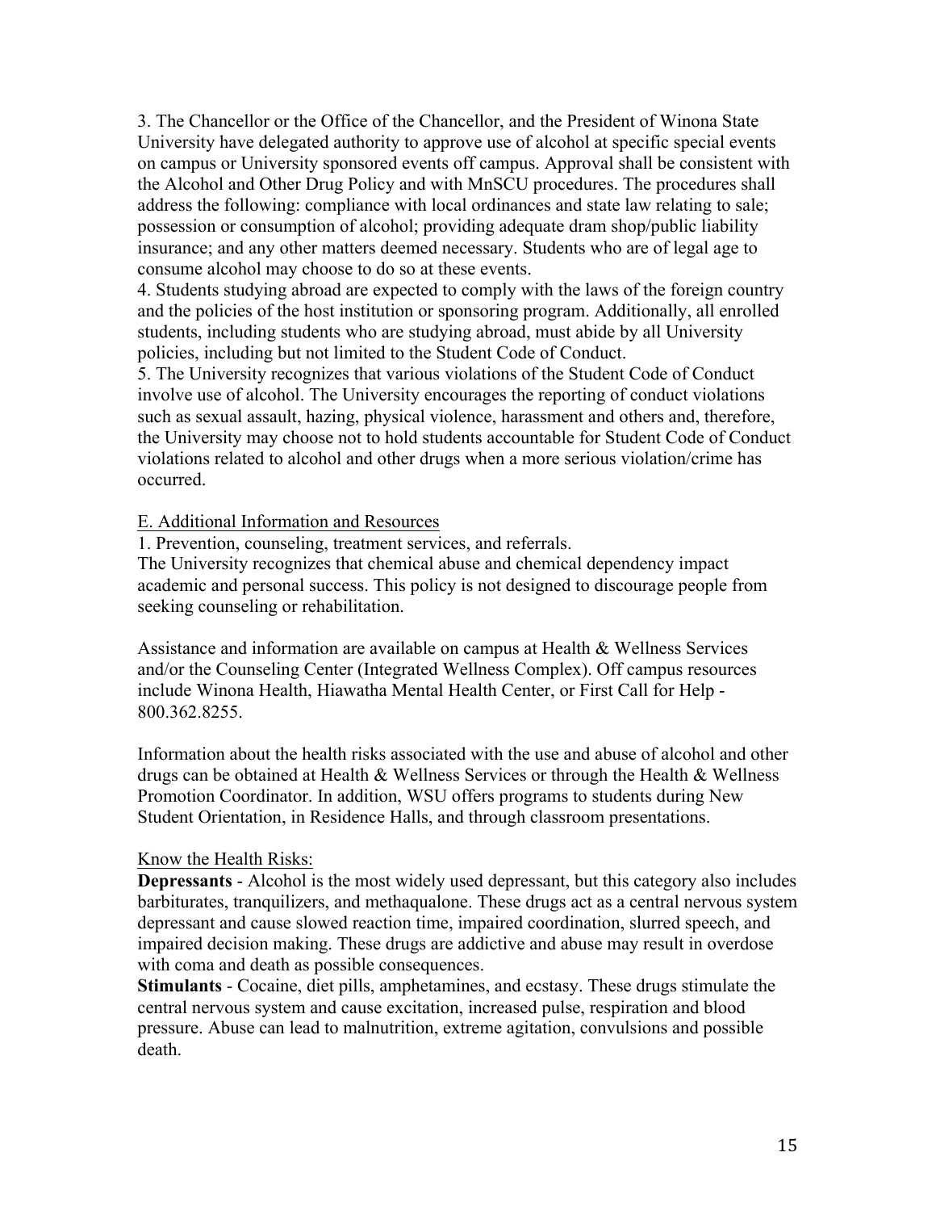3. The Chancellor or the Office of the Chancellor, and the President of Winona State University have delegated authority to approve use of alcohol at specific special events on campus or University sponsored events off campus. Approval shall be consistent with the Alcohol and Other Drug Policy and with MnSCU procedures. The procedures shall address the following: compliance with local ordinances and state law relating to sale; possession or consumption of alcohol; providing adequate dram shop/public liability insurance; and any other matters deemed necessary. Students who are of legal age to consume alcohol may choose to do so at these events.

4. Students studying abroad are expected to comply with the laws of the foreign country and the policies of the host institution or sponsoring program. Additionally, all enrolled students, including students who are studying abroad, must abide by all University policies, including but not limited to the Student Code of Conduct.

5. The University recognizes that various violations of the Student Code of Conduct involve use of alcohol. The University encourages the reporting of conduct violations such as sexual assault, hazing, physical violence, harassment and others and, therefore, the University may choose not to hold students accountable for Student Code of Conduct violations related to alcohol and other drugs when a more serious violation/crime has occurred.

E. Additional Information and Resources

1. Prevention, counseling, treatment services, and referrals.

The University recognizes that chemical abuse and chemical dependency impact academic and personal success. This policy is not designed to discourage people from seeking counseling or rehabilitation.

Assistance and information are available on campus at Health & Wellness Services and/or the Counseling Center (Integrated Wellness Complex). Off campus resources include Winona Health, Hiawatha Mental Health Center, or First Call for Help - 800.362.8255.

Information about the health risks associated with the use and abuse of alcohol and other drugs can be obtained at Health & Wellness Services or through the Health & Wellness Promotion Coordinator. In addition, WSU offers programs to students during New Student Orientation, in Residence Halls, and through classroom presentations.

Know the Health Risks:

**Depressants** - Alcohol is the most widely used depressant, but this category also includes barbiturates, tranquilizers, and methaqualone. These drugs act as a central nervous system depressant and cause slowed reaction time, impaired coordination, slurred speech, and impaired decision making. These drugs are addictive and abuse may result in overdose with coma and death as possible consequences.

**Stimulants** - Cocaine, diet pills, amphetamines, and ecstasy. These drugs stimulate the central nervous system and cause excitation, increased pulse, respiration and blood pressure. Abuse can lead to malnutrition, extreme agitation, convulsions and possible death.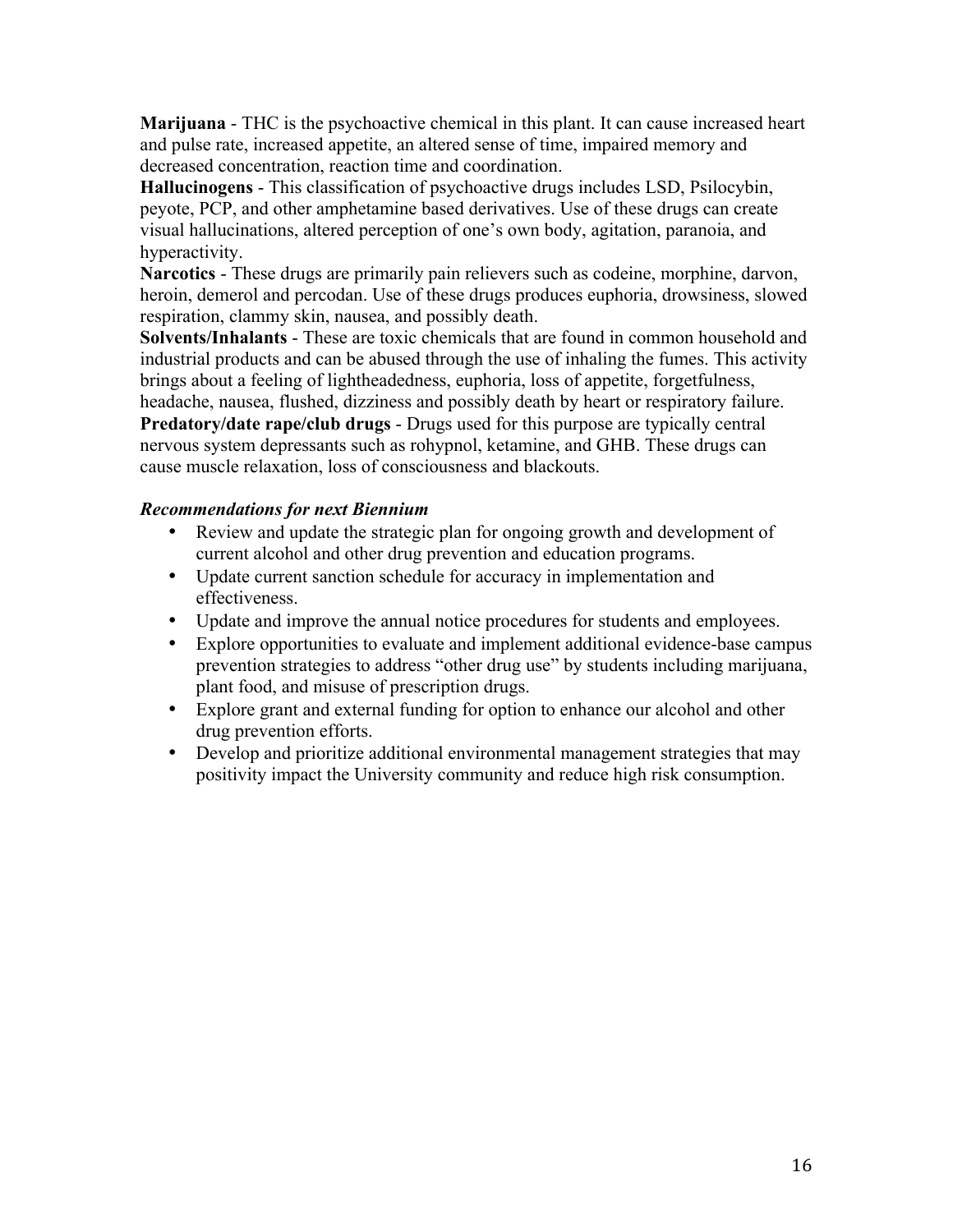**Marijuana** - THC is the psychoactive chemical in this plant. It can cause increased heart and pulse rate, increased appetite, an altered sense of time, impaired memory and decreased concentration, reaction time and coordination.

**Hallucinogens** - This classification of psychoactive drugs includes LSD, Psilocybin, peyote, PCP, and other amphetamine based derivatives. Use of these drugs can create visual hallucinations, altered perception of one's own body, agitation, paranoia, and hyperactivity.

**Narcotics** - These drugs are primarily pain relievers such as codeine, morphine, darvon, heroin, demerol and percodan. Use of these drugs produces euphoria, drowsiness, slowed respiration, clammy skin, nausea, and possibly death.

**Solvents/Inhalants** - These are toxic chemicals that are found in common household and industrial products and can be abused through the use of inhaling the fumes. This activity brings about a feeling of lightheadedness, euphoria, loss of appetite, forgetfulness, headache, nausea, flushed, dizziness and possibly death by heart or respiratory failure.

**Predatory/date rape/club drugs** - Drugs used for this purpose are typically central nervous system depressants such as rohypnol, ketamine, and GHB. These drugs can cause muscle relaxation, loss of consciousness and blackouts.

***Recommendations for next Biennium***

- Review and update the strategic plan for ongoing growth and development of current alcohol and other drug prevention and education programs.
- Update current sanction schedule for accuracy in implementation and effectiveness.
- Update and improve the annual notice procedures for students and employees.
- Explore opportunities to evaluate and implement additional evidence-base campus prevention strategies to address "other drug use" by students including marijuana, plant food, and misuse of prescription drugs.
- Explore grant and external funding for option to enhance our alcohol and other drug prevention efforts.
- Develop and prioritize additional environmental management strategies that may positivity impact the University community and reduce high risk consumption.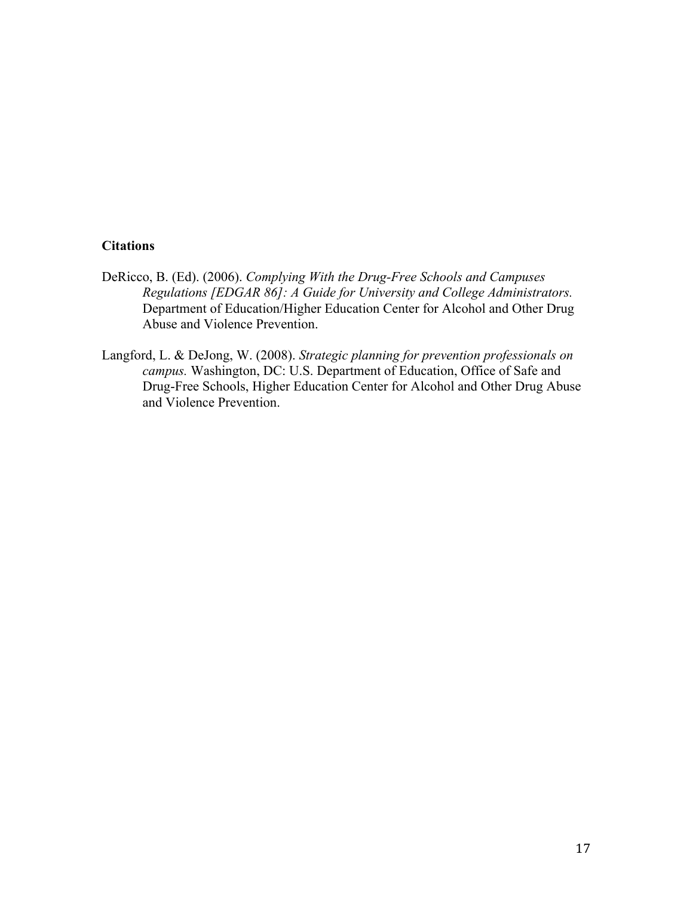**Citations**

DeRicco, B. (Ed). (2006). *Complying With the Drug-Free Schools and Campuses Regulations [EDGAR 86]: A Guide for University and College Administrators.* Department of Education/Higher Education Center for Alcohol and Other Drug Abuse and Violence Prevention.

Langford, L. & DeJong, W. (2008). *Strategic planning for prevention professionals on campus.* Washington, DC: U.S. Department of Education, Office of Safe and Drug-Free Schools, Higher Education Center for Alcohol and Other Drug Abuse and Violence Prevention.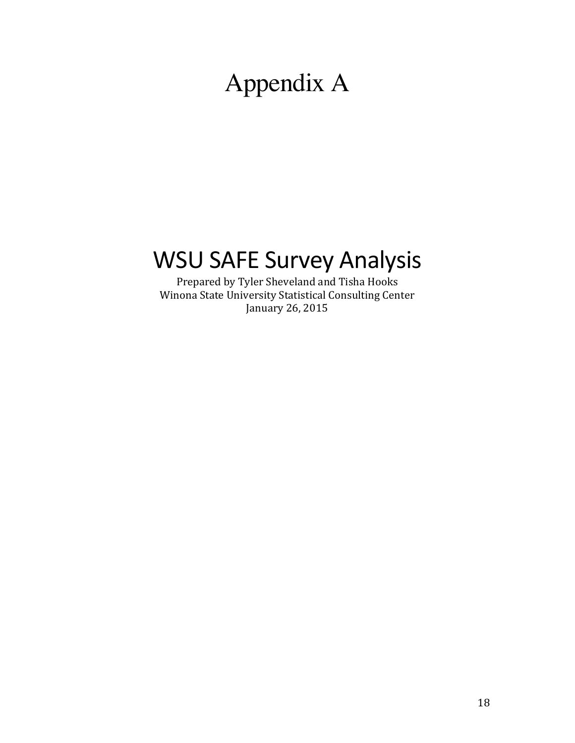# Appendix A

## WSU SAFE Survey Analysis

Prepared by Tyler Sheveland and Tisha Hooks
Winona State University Statistical Consulting Center
January 26, 2015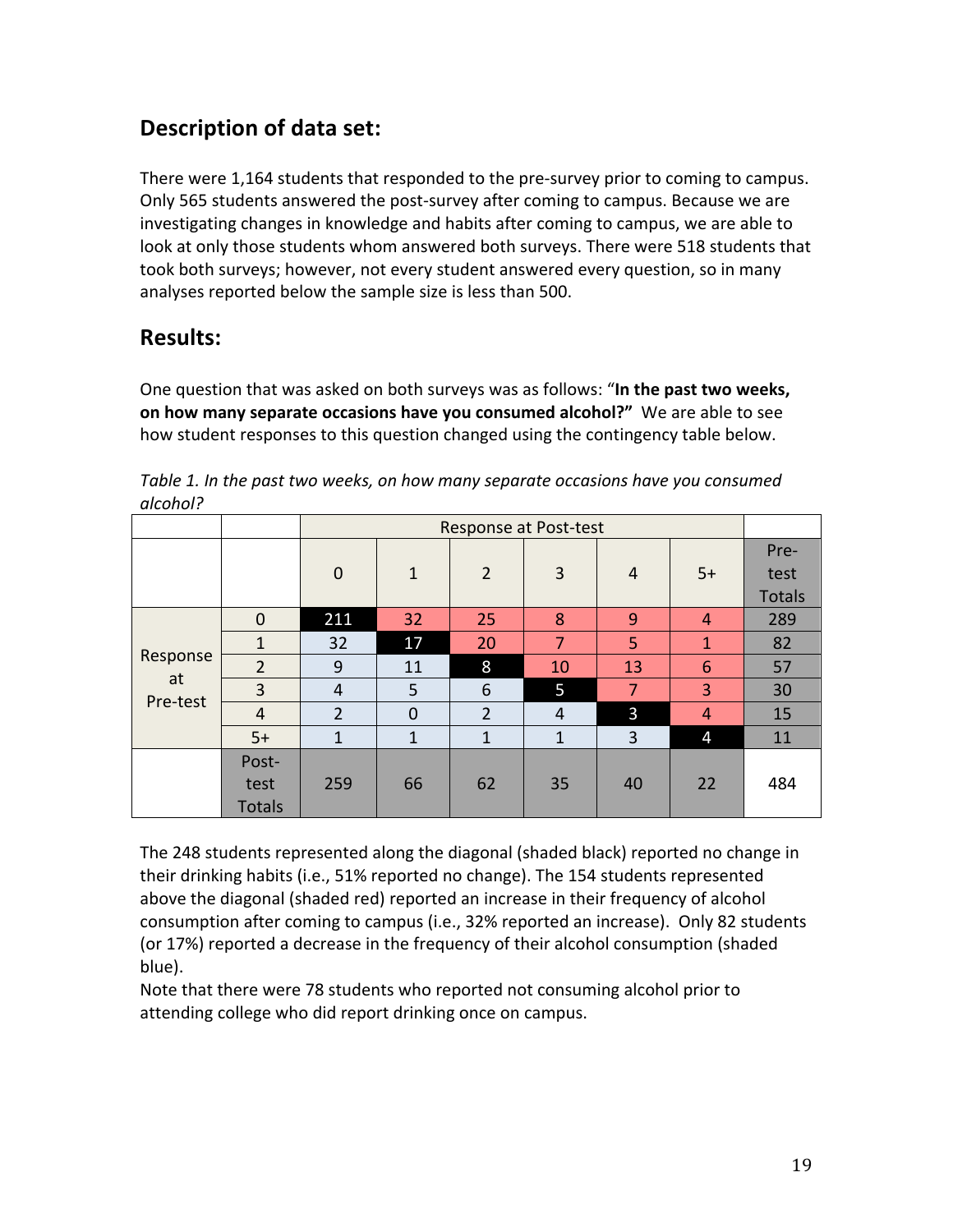## Description of data set:

There were 1,164 students that responded to the pre-survey prior to coming to campus. Only 565 students answered the post-survey after coming to campus. Because we are investigating changes in knowledge and habits after coming to campus, we are able to look at only those students whom answered both surveys. There were 518 students that took both surveys; however, not every student answered every question, so in many analyses reported below the sample size is less than 500.

## Results:

One question that was asked on both surveys was as follows: "**In the past two weeks, on how many separate occasions have you consumed alcohol?**" We are able to see how student responses to this question changed using the contingency table below.

*Table 1. In the past two weeks, on how many separate occasions have you consumed alcohol?*

| | | Response at Post-test | | | | | | |
|---|---|---|---|---|---|---|---|---|
| | | 0 | 1 | 2 | 3 | 4 | 5+ | Pre-test Totals |
| Response at Pre-test | 0 | 211 | 32 | 25 | 8 | 9 | 4 | 289 |
| | 1 | 32 | 17 | 20 | 7 | 5 | 1 | 82 |
| | 2 | 9 | 11 | 8 | 10 | 13 | 6 | 57 |
| | 3 | 4 | 5 | 6 | 5 | 7 | 3 | 30 |
| | 4 | 2 | 0 | 2 | 4 | 3 | 4 | 15 |
| | 5+ | 1 | 1 | 1 | 1 | 3 | 4 | 11 |
| | Post-test Totals | 259 | 66 | 62 | 35 | 40 | 22 | 484 |

The 248 students represented along the diagonal (shaded black) reported no change in their drinking habits (i.e., 51% reported no change). The 154 students represented above the diagonal (shaded red) reported an increase in their frequency of alcohol consumption after coming to campus (i.e., 32% reported an increase). Only 82 students (or 17%) reported a decrease in the frequency of their alcohol consumption (shaded blue).

Note that there were 78 students who reported not consuming alcohol prior to attending college who did report drinking once on campus.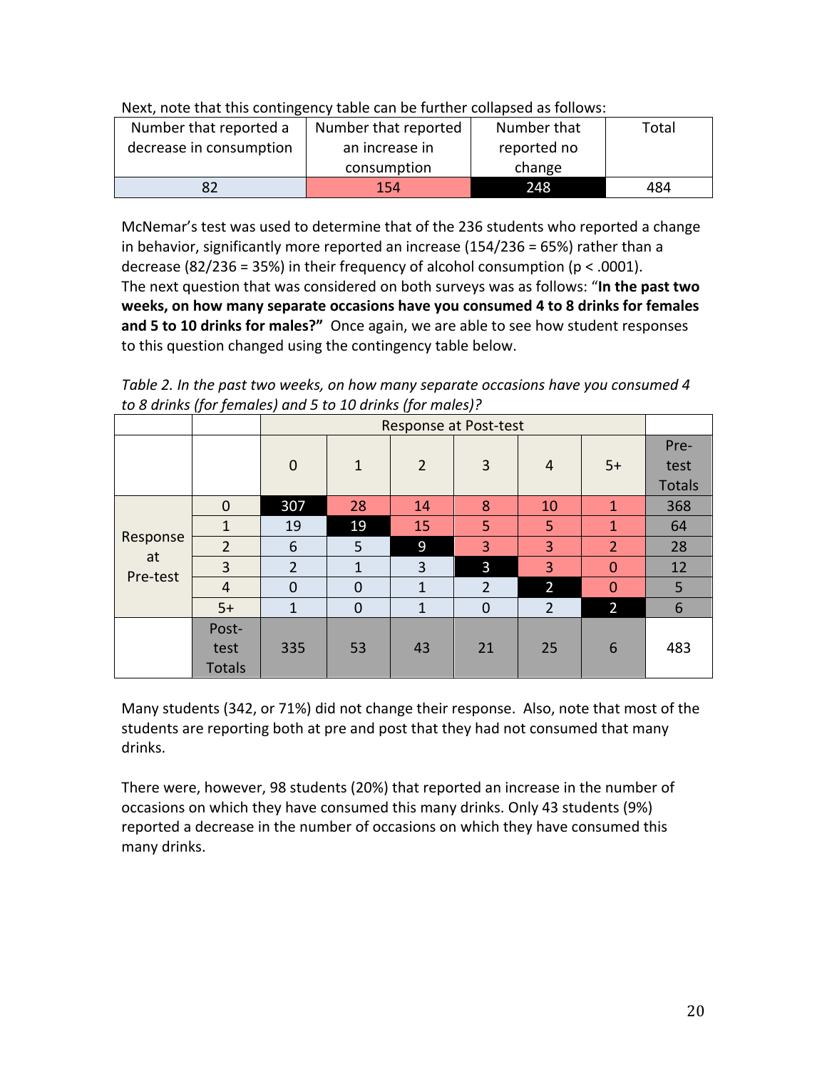Next, note that this contingency table can be further collapsed as follows:

| Number that reported a decrease in consumption | Number that reported an increase in consumption | Number that reported no change | Total |
|---|---|---|---|
| 82 | 154 | 248 | 484 |

McNemar's test was used to determine that of the 236 students who reported a change in behavior, significantly more reported an increase (154/236 = 65%) rather than a decrease (82/236 = 35%) in their frequency of alcohol consumption ($p < .0001$).
The next question that was considered on both surveys was as follows: "**In the past two weeks, on how many separate occasions have you consumed 4 to 8 drinks for females and 5 to 10 drinks for males?"** Once again, we are able to see how student responses to this question changed using the contingency table below.

*Table 2. In the past two weeks, on how many separate occasions have you consumed 4 to 8 drinks (for females) and 5 to 10 drinks (for males)?*

| | | Response at Post-test | | | | | | |
|---|---|---|---|---|---|---|---|---|
| | | 0 | 1 | 2 | 3 | 4 | 5+ | Pre-test Totals |
| Response at Pre-test | 0 | 307 | 28 | 14 | 8 | 10 | 1 | 368 |
| | 1 | 19 | 19 | 15 | 5 | 5 | 1 | 64 |
| | 2 | 6 | 5 | 9 | 3 | 3 | 2 | 28 |
| | 3 | 2 | 1 | 3 | 3 | 3 | 0 | 12 |
| | 4 | 0 | 0 | 1 | 2 | 2 | 0 | 5 |
| | 5+ | 1 | 0 | 1 | 0 | 2 | 2 | 6 |
| | Post-test Totals | 335 | 53 | 43 | 21 | 25 | 6 | 483 |

Many students (342, or 71%) did not change their response. Also, note that most of the students are reporting both at pre and post that they had not consumed that many drinks.

There were, however, 98 students (20%) that reported an increase in the number of occasions on which they have consumed this many drinks. Only 43 students (9%) reported a decrease in the number of occasions on which they have consumed this many drinks.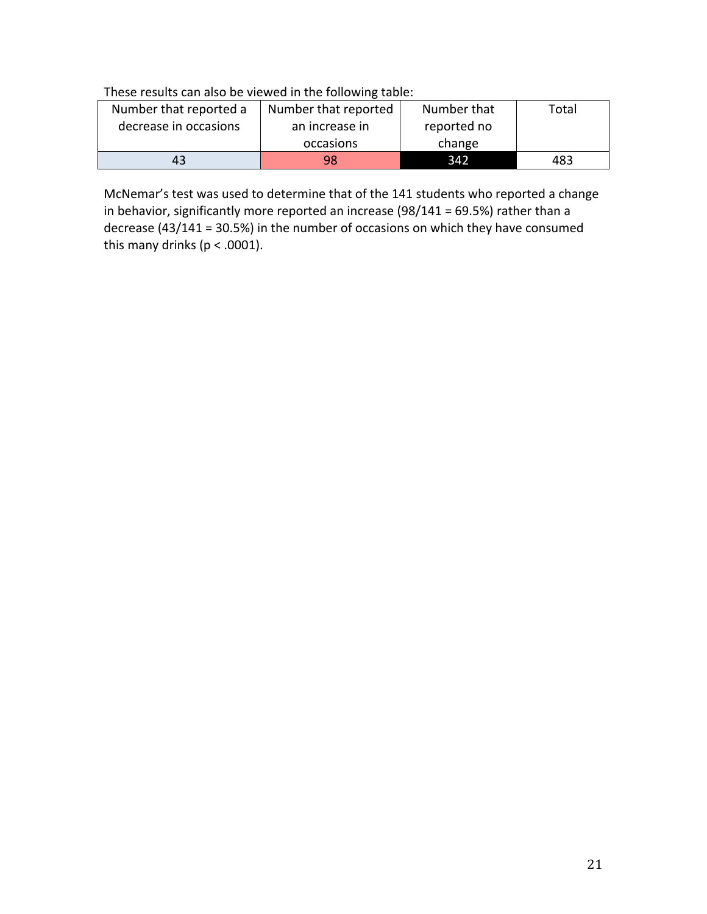These results can also be viewed in the following table:

| Number that reported a decrease in occasions | Number that reported an increase in occasions | Number that reported no change | Total |
|---|---|---|---|
| 43 | 98 | 342 | 483 |

McNemar's test was used to determine that of the 141 students who reported a change in behavior, significantly more reported an increase (98/141 = 69.5%) rather than a decrease (43/141 = 30.5%) in the number of occasions on which they have consumed this many drinks ($p < .0001$).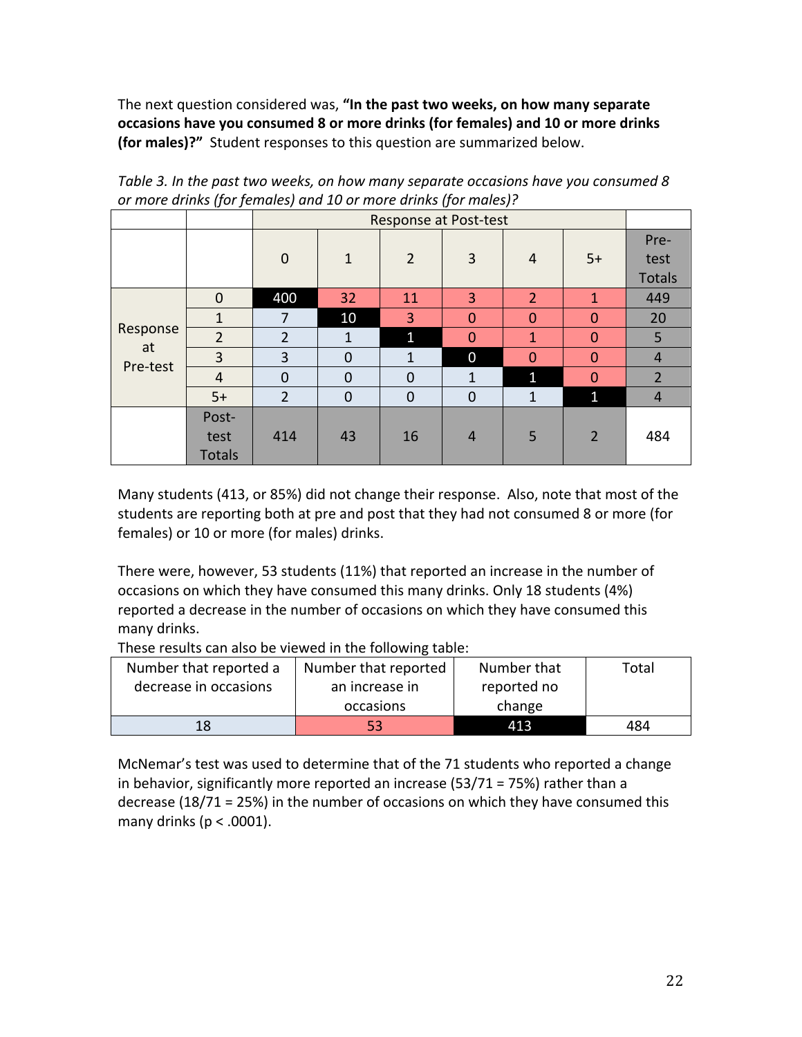The next question considered was, **"In the past two weeks, on how many separate occasions have you consumed 8 or more drinks (for females) and 10 or more drinks (for males)?"** Student responses to this question are summarized below.

*Table 3. In the past two weeks, on how many separate occasions have you consumed 8 or more drinks (for females) and 10 or more drinks (for males)?*

| | | Response at Post-test | | | | | | |
|---|---|---|---|---|---|---|---|---|
| | | 0 | 1 | 2 | 3 | 4 | 5+ | Pre-test Totals |
| Response at Pre-test | 0 | 400 | 32 | 11 | 3 | 2 | 1 | 449 |
| | 1 | 7 | 10 | 3 | 0 | 0 | 0 | 20 |
| | 2 | 2 | 1 | 1 | 0 | 1 | 0 | 5 |
| | 3 | 3 | 0 | 1 | 0 | 0 | 0 | 4 |
| | 4 | 0 | 0 | 0 | 1 | 1 | 0 | 2 |
| | 5+ | 2 | 0 | 0 | 0 | 1 | 1 | 4 |
| | Post-test Totals | 414 | 43 | 16 | 4 | 5 | 2 | 484 |

Many students (413, or 85%) did not change their response. Also, note that most of the students are reporting both at pre and post that they had not consumed 8 or more (for females) or 10 or more (for males) drinks.

There were, however, 53 students (11%) that reported an increase in the number of occasions on which they have consumed this many drinks. Only 18 students (4%) reported a decrease in the number of occasions on which they have consumed this many drinks.

These results can also be viewed in the following table:

| Number that reported a decrease in occasions | Number that reported an increase in occasions | Number that reported no change | Total |
|---|---|---|---|
| 18 | 53 | 413 | 484 |

McNemar's test was used to determine that of the 71 students who reported a change in behavior, significantly more reported an increase (53/71 = 75%) rather than a decrease (18/71 = 25%) in the number of occasions on which they have consumed this many drinks ($p < .0001$).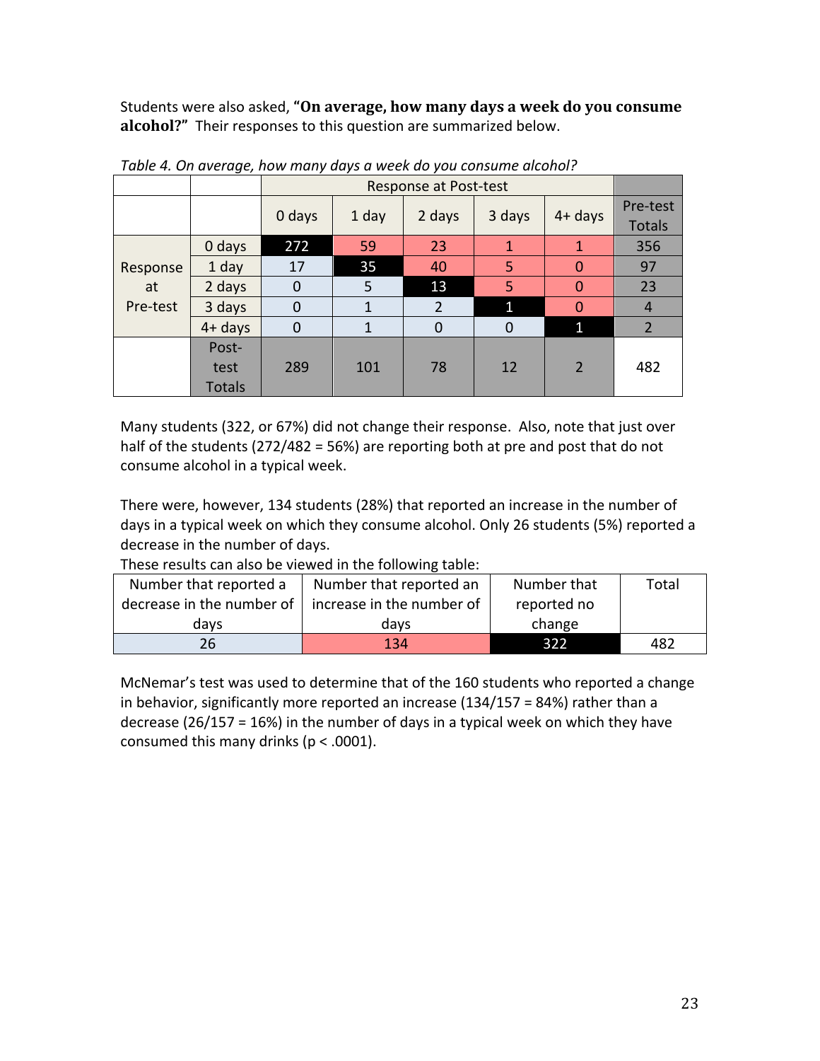Students were also asked, **"On average, how many days a week do you consume alcohol?"** Their responses to this question are summarized below.

*Table 4. On average, how many days a week do you consume alcohol?*

| | | Response at Post-test | | | | | |
|---|---|---|---|---|---|---|---|
| | | 0 days | 1 day | 2 days | 3 days | 4+ days | Pre-test Totals |
| Response at Pre-test | 0 days | 272 | 59 | 23 | 1 | 1 | 356 |
| | 1 day | 17 | 35 | 40 | 5 | 0 | 97 |
| | 2 days | 0 | 5 | 13 | 5 | 0 | 23 |
| | 3 days | 0 | 1 | 2 | 1 | 0 | 4 |
| | 4+ days | 0 | 1 | 0 | 0 | 1 | 2 |
| | Post-test Totals | 289 | 101 | 78 | 12 | 2 | 482 |

Many students (322, or 67%) did not change their response. Also, note that just over half of the students (272/482 = 56%) are reporting both at pre and post that do not consume alcohol in a typical week.

There were, however, 134 students (28%) that reported an increase in the number of days in a typical week on which they consume alcohol. Only 26 students (5%) reported a decrease in the number of days.

These results can also be viewed in the following table:

| Number that reported a decrease in the number of days | Number that reported an increase in the number of days | Number that reported no change | Total |
|---|---|---|---|
| 26 | 134 | 322 | 482 |

McNemar's test was used to determine that of the 160 students who reported a change in behavior, significantly more reported an increase (134/157 = 84%) rather than a decrease (26/157 = 16%) in the number of days in a typical week on which they have consumed this many drinks ($p < .0001$).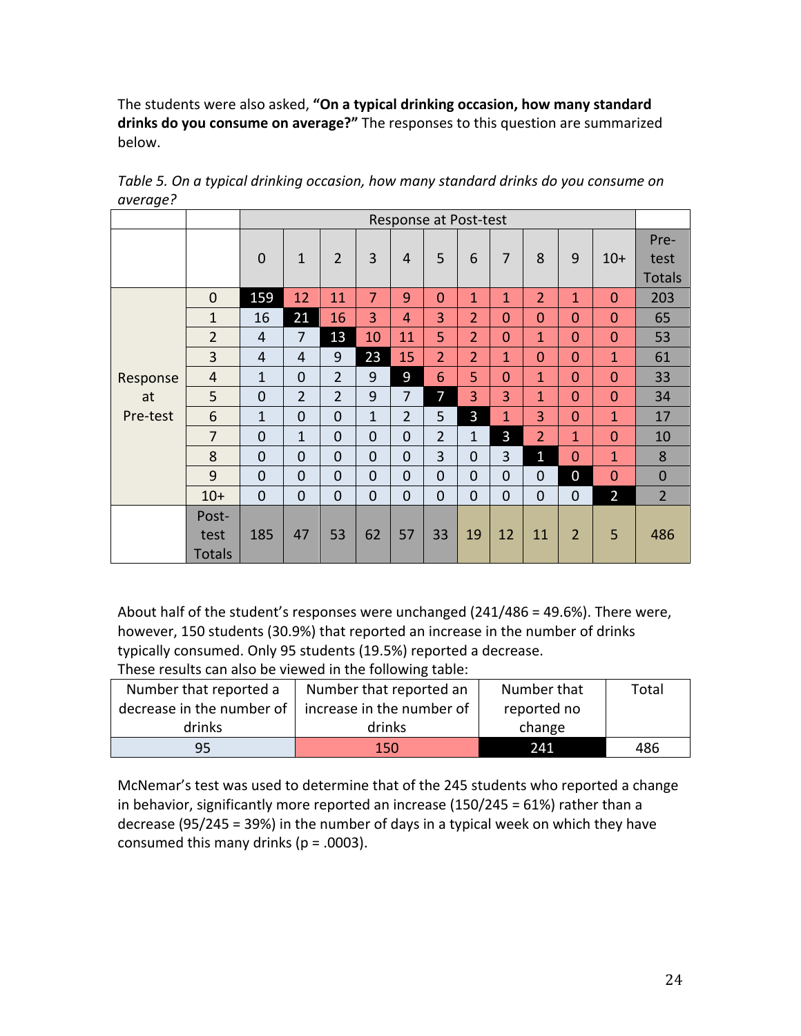The students were also asked, **"On a typical drinking occasion, how many standard drinks do you consume on average?"** The responses to this question are summarized below.

*Table 5. On a typical drinking occasion, how many standard drinks do you consume on average?*

| | | Response at Post-test | | | | | | | | | | | |
|---|---|---|---|---|---|---|---|---|---|---|---|---|---|
| | | 0 | 1 | 2 | 3 | 4 | 5 | 6 | 7 | 8 | 9 | 10+ | Pre-test Totals |
| Response at Pre-test | 0 | 159 | 12 | 11 | 7 | 9 | 0 | 1 | 1 | 2 | 1 | 0 | 203 |
| | 1 | 16 | 21 | 16 | 3 | 4 | 3 | 2 | 0 | 0 | 0 | 0 | 65 |
| | 2 | 4 | 7 | 13 | 10 | 11 | 5 | 2 | 0 | 1 | 0 | 0 | 53 |
| | 3 | 4 | 4 | 9 | 23 | 15 | 2 | 2 | 1 | 0 | 0 | 1 | 61 |
| | 4 | 1 | 0 | 2 | 9 | 9 | 6 | 5 | 0 | 1 | 0 | 0 | 33 |
| | 5 | 0 | 2 | 2 | 9 | 7 | 7 | 3 | 3 | 1 | 0 | 0 | 34 |
| | 6 | 1 | 0 | 0 | 1 | 2 | 5 | 3 | 1 | 3 | 0 | 1 | 17 |
| | 7 | 0 | 1 | 0 | 0 | 0 | 2 | 1 | 3 | 2 | 1 | 0 | 10 |
| | 8 | 0 | 0 | 0 | 0 | 0 | 3 | 0 | 3 | 1 | 0 | 1 | 8 |
| | 9 | 0 | 0 | 0 | 0 | 0 | 0 | 0 | 0 | 0 | 0 | 0 | 0 |
| | 10+ | 0 | 0 | 0 | 0 | 0 | 0 | 0 | 0 | 0 | 0 | 2 | 2 |
| | Post-test Totals | 185 | 47 | 53 | 62 | 57 | 33 | 19 | 12 | 11 | 2 | 5 | 486 |

About half of the student's responses were unchanged (241/486 = 49.6%). There were, however, 150 students (30.9%) that reported an increase in the number of drinks typically consumed. Only 95 students (19.5%) reported a decrease.
These results can also be viewed in the following table:

| Number that reported a decrease in the number of drinks | Number that reported an increase in the number of drinks | Number that reported no change | Total |
|---|---|---|---|
| 95 | 150 | 241 | 486 |

McNemar's test was used to determine that of the 245 students who reported a change in behavior, significantly more reported an increase (150/245 = 61%) rather than a decrease (95/245 = 39%) in the number of days in a typical week on which they have consumed this many drinks ($p = .0003$).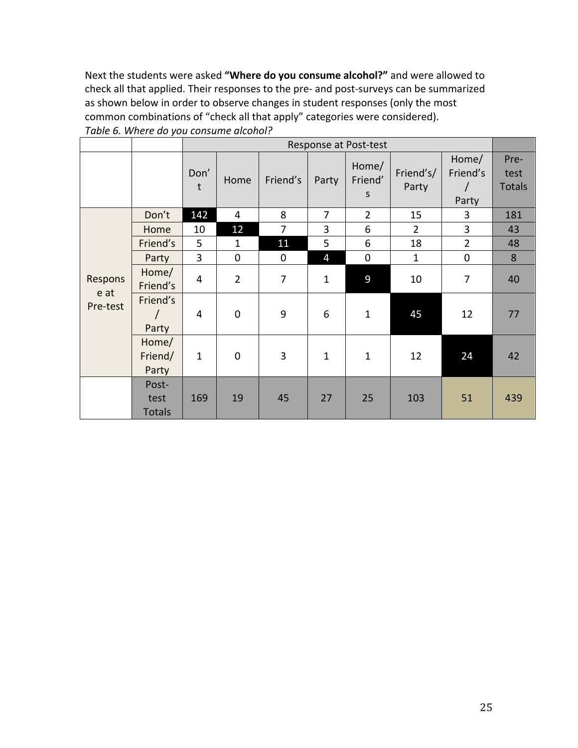Next the students were asked **"Where do you consume alcohol?"** and were allowed to check all that applied. Their responses to the pre- and post-surveys can be summarized as shown below in order to observe changes in student responses (only the most common combinations of "check all that apply" categories were considered).

*Table 6. Where do you consume alcohol?*

| | | Response at Post-test | | | | | | | |
|---|---|---|---|---|---|---|---|---|---|
| | | Don't | Home | Friend's | Party | Home/ Friend's | Friend's/ Party | Home/ Friend's / Party | Pre-test Totals |
| Response at Pre-test | Don't | 142 | 4 | 8 | 7 | 2 | 15 | 3 | 181 |
| | Home | 10 | 12 | 7 | 3 | 6 | 2 | 3 | 43 |
| | Friend's | 5 | 1 | 11 | 5 | 6 | 18 | 2 | 48 |
| | Party | 3 | 0 | 0 | 4 | 0 | 1 | 0 | 8 |
| | Home/ Friend's | 4 | 2 | 7 | 1 | 9 | 10 | 7 | 40 |
| | Friend's / Party | 4 | 0 | 9 | 6 | 1 | 45 | 12 | 77 |
| | Home/ Friend/ Party | 1 | 0 | 3 | 1 | 1 | 12 | 24 | 42 |
| | Post-test Totals | 169 | 19 | 45 | 27 | 25 | 103 | 51 | 439 |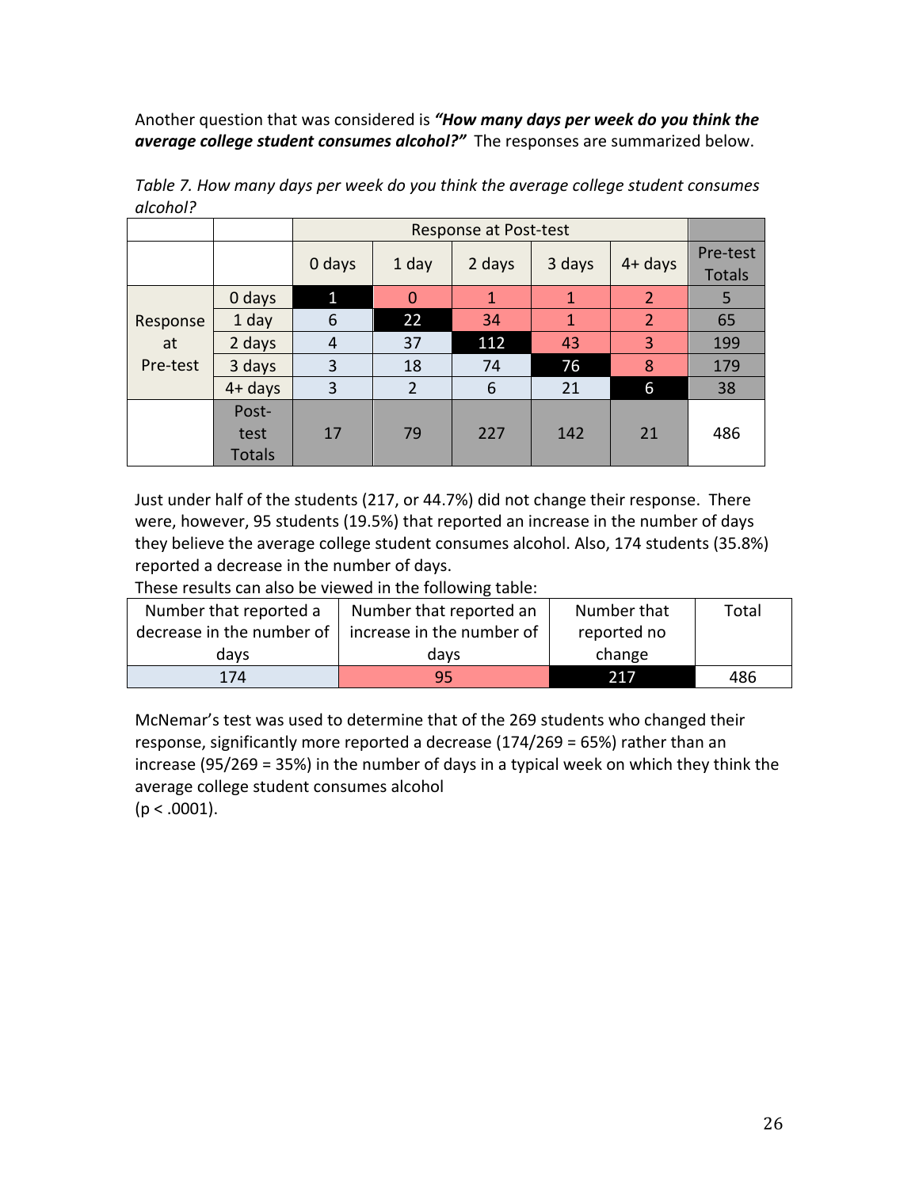Another question that was considered is ***"How many days per week do you think the average college student consumes alcohol?"*** The responses are summarized below.

*Table 7. How many days per week do you think the average college student consumes alcohol?*

| | | Response at Post-test | | | | | |
|---|---|---|---|---|---|---|---|
| | | 0 days | 1 day | 2 days | 3 days | 4+ days | Pre-test Totals |
| Response at Pre-test | 0 days | 1 | 0 | 1 | 1 | 2 | 5 |
| | 1 day | 6 | 22 | 34 | 1 | 2 | 65 |
| | 2 days | 4 | 37 | 112 | 43 | 3 | 199 |
| | 3 days | 3 | 18 | 74 | 76 | 8 | 179 |
| | 4+ days | 3 | 2 | 6 | 21 | 6 | 38 |
| | Post-test Totals | 17 | 79 | 227 | 142 | 21 | 486 |

Just under half of the students (217, or 44.7%) did not change their response. There were, however, 95 students (19.5%) that reported an increase in the number of days they believe the average college student consumes alcohol. Also, 174 students (35.8%) reported a decrease in the number of days.

These results can also be viewed in the following table:

| Number that reported a decrease in the number of days | Number that reported an increase in the number of days | Number that reported no change | Total |
|---|---|---|---|
| 174 | 95 | 217 | 486 |

McNemar's test was used to determine that of the 269 students who changed their response, significantly more reported a decrease (174/269 = 65%) rather than an increase (95/269 = 35%) in the number of days in a typical week on which they think the average college student consumes alcohol
($p < .0001$).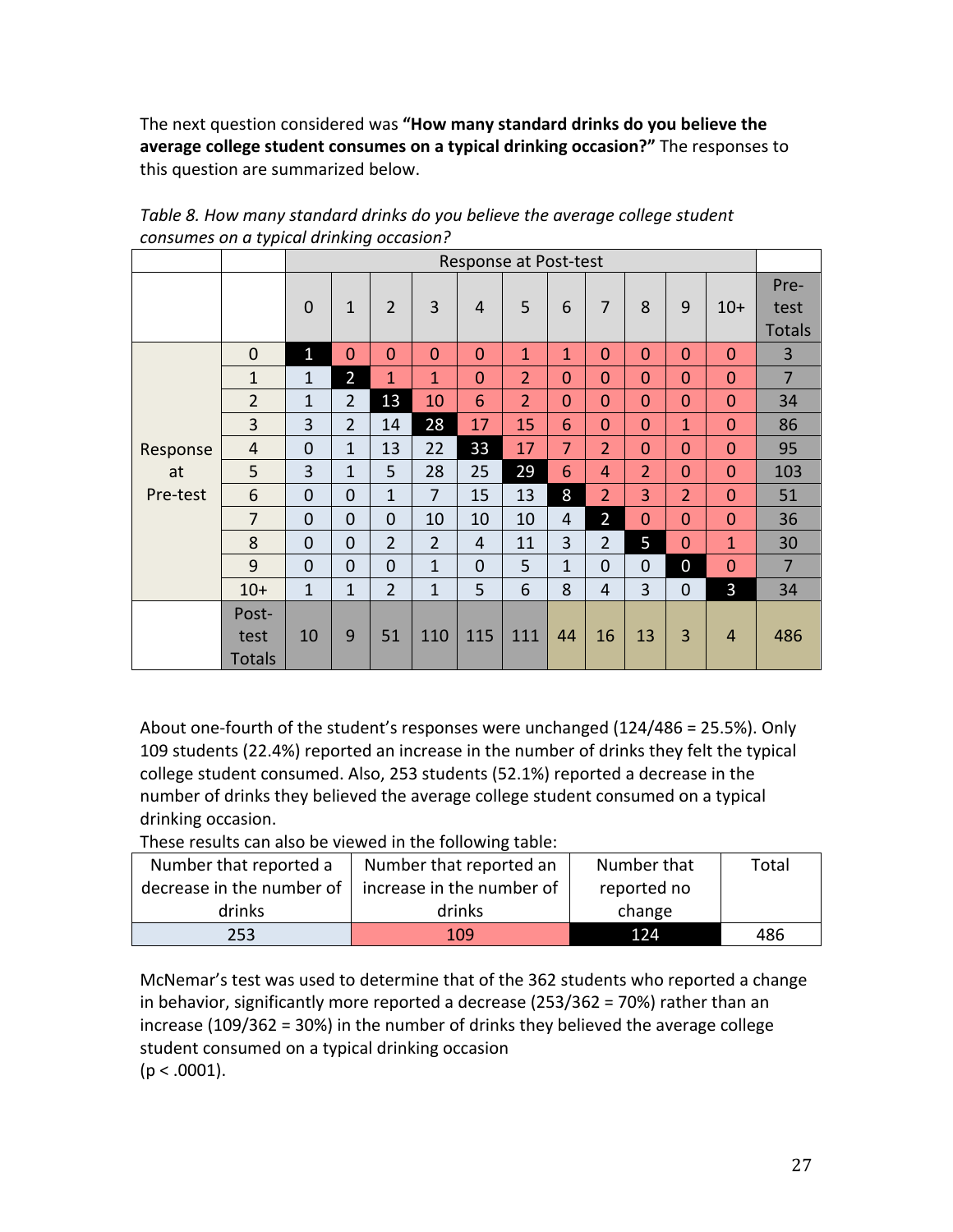The next question considered was **"How many standard drinks do you believe the average college student consumes on a typical drinking occasion?"** The responses to this question are summarized below.

*Table 8. How many standard drinks do you believe the average college student consumes on a typical drinking occasion?*

| | | Response at Post-test | | | | | | | | | | | |
|---|---|---|---|---|---|---|---|---|---|---|---|---|---|
| | | 0 | 1 | 2 | 3 | 4 | 5 | 6 | 7 | 8 | 9 | 10+ | Pre-test Totals |
| Response at Pre-test | 0 | 1 | 0 | 0 | 0 | 0 | 1 | 1 | 0 | 0 | 0 | 0 | 3 |
| | 1 | 1 | 2 | 1 | 1 | 0 | 2 | 0 | 0 | 0 | 0 | 0 | 7 |
| | 2 | 1 | 2 | 13 | 10 | 6 | 2 | 0 | 0 | 0 | 0 | 0 | 34 |
| | 3 | 3 | 2 | 14 | 28 | 17 | 15 | 6 | 0 | 0 | 1 | 0 | 86 |
| | 4 | 0 | 1 | 13 | 22 | 33 | 17 | 7 | 2 | 0 | 0 | 0 | 95 |
| | 5 | 3 | 1 | 5 | 28 | 25 | 29 | 6 | 4 | 2 | 0 | 0 | 103 |
| | 6 | 0 | 0 | 1 | 7 | 15 | 13 | 8 | 2 | 3 | 2 | 0 | 51 |
| | 7 | 0 | 0 | 0 | 10 | 10 | 10 | 4 | 2 | 0 | 0 | 0 | 36 |
| | 8 | 0 | 0 | 2 | 2 | 4 | 11 | 3 | 2 | 5 | 0 | 1 | 30 |
| | 9 | 0 | 0 | 0 | 1 | 0 | 5 | 1 | 0 | 0 | 0 | 0 | 7 |
| | 10+ | 1 | 1 | 2 | 1 | 5 | 6 | 8 | 4 | 3 | 0 | 3 | 34 |
| | Post-test Totals | 10 | 9 | 51 | 110 | 115 | 111 | 44 | 16 | 13 | 3 | 4 | 486 |

About one-fourth of the student's responses were unchanged (124/486 = 25.5%). Only 109 students (22.4%) reported an increase in the number of drinks they felt the typical college student consumed. Also, 253 students (52.1%) reported a decrease in the number of drinks they believed the average college student consumed on a typical drinking occasion.

These results can also be viewed in the following table:

| Number that reported a decrease in the number of drinks | Number that reported an increase in the number of drinks | Number that reported no change | Total |
|---|---|---|---|
| 253 | 109 | 124 | 486 |

McNemar's test was used to determine that of the 362 students who reported a change in behavior, significantly more reported a decrease (253/362 = 70%) rather than an increase (109/362 = 30%) in the number of drinks they believed the average college student consumed on a typical drinking occasion
($p < .0001$).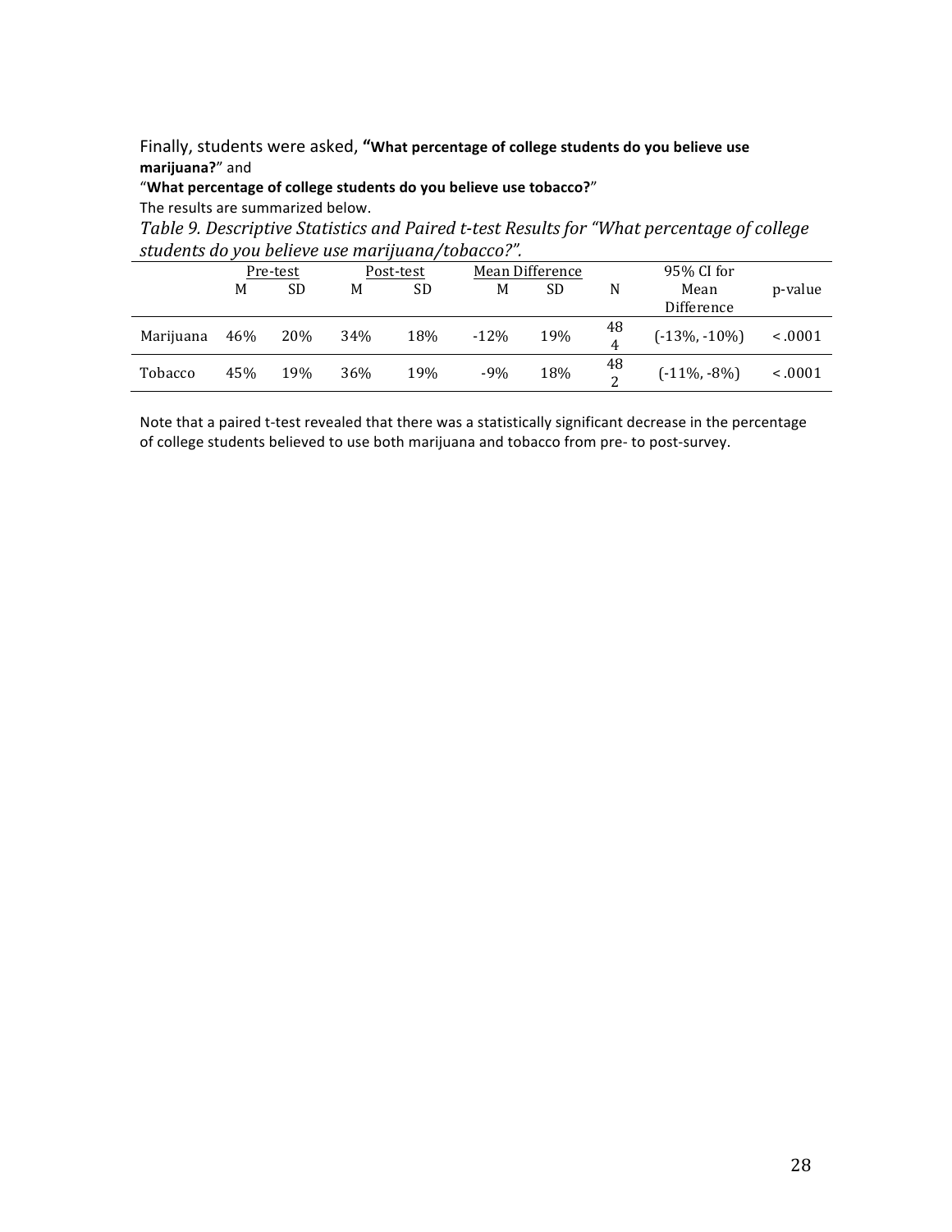Finally, students were asked, **"What percentage of college students do you believe use marijuana?**" and
"**What percentage of college students do you believe use tobacco?**"
The results are summarized below.

*Table 9. Descriptive Statistics and Paired t-test Results for "What percentage of college students do you believe use marijuana/tobacco?".*

| | Pre-test | | Post-test | | Mean Difference | | | 95% CI for | |
|---|---|---|---|---|---|---|---|---|---|
| | M | SD | M | SD | M | SD | N | Mean Difference | p-value |
| Marijuana | 46% | 20% | 34% | 18% | -12% | 19% | 484 | (-13%, -10%) | < .0001 |
| Tobacco | 45% | 19% | 36% | 19% | -9% | 18% | 482 | (-11%, -8%) | < .0001 |

Note that a paired t-test revealed that there was a statistically significant decrease in the percentage of college students believed to use both marijuana and tobacco from pre- to post-survey.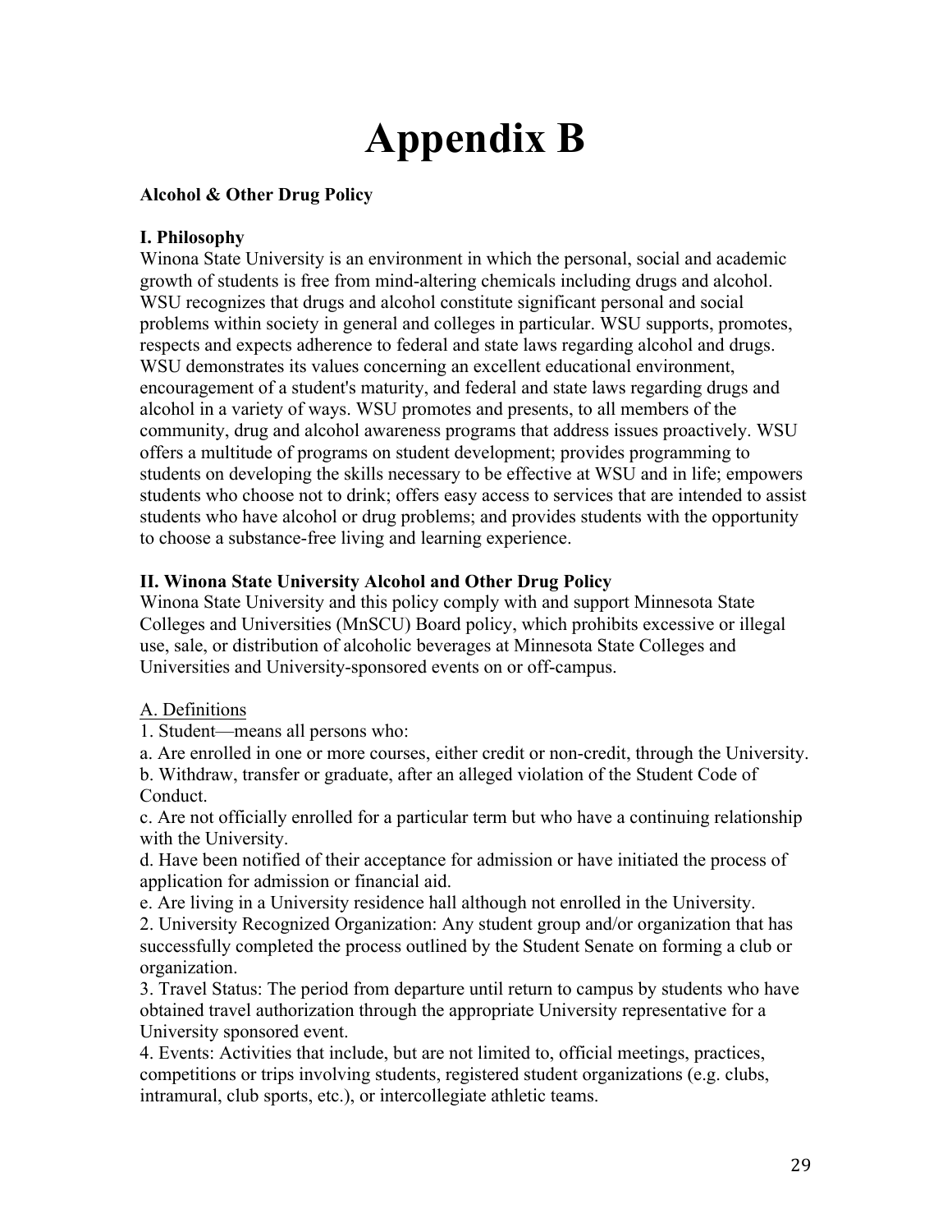# Appendix B

**Alcohol & Other Drug Policy**

**I. Philosophy**

Winona State University is an environment in which the personal, social and academic growth of students is free from mind-altering chemicals including drugs and alcohol. WSU recognizes that drugs and alcohol constitute significant personal and social problems within society in general and colleges in particular. WSU supports, promotes, respects and expects adherence to federal and state laws regarding alcohol and drugs. WSU demonstrates its values concerning an excellent educational environment, encouragement of a student's maturity, and federal and state laws regarding drugs and alcohol in a variety of ways. WSU promotes and presents, to all members of the community, drug and alcohol awareness programs that address issues proactively. WSU offers a multitude of programs on student development; provides programming to students on developing the skills necessary to be effective at WSU and in life; empowers students who choose not to drink; offers easy access to services that are intended to assist students who have alcohol or drug problems; and provides students with the opportunity to choose a substance-free living and learning experience.

**II. Winona State University Alcohol and Other Drug Policy**

Winona State University and this policy comply with and support Minnesota State Colleges and Universities (MnSCU) Board policy, which prohibits excessive or illegal use, sale, or distribution of alcoholic beverages at Minnesota State Colleges and Universities and University-sponsored events on or off-campus.

<u>A. Definitions</u>

1. Student—means all persons who:

a. Are enrolled in one or more courses, either credit or non-credit, through the University.

b. Withdraw, transfer or graduate, after an alleged violation of the Student Code of Conduct.

c. Are not officially enrolled for a particular term but who have a continuing relationship with the University.

d. Have been notified of their acceptance for admission or have initiated the process of application for admission or financial aid.

e. Are living in a University residence hall although not enrolled in the University.

2. University Recognized Organization: Any student group and/or organization that has successfully completed the process outlined by the Student Senate on forming a club or organization.

3. Travel Status: The period from departure until return to campus by students who have obtained travel authorization through the appropriate University representative for a University sponsored event.

4. Events: Activities that include, but are not limited to, official meetings, practices, competitions or trips involving students, registered student organizations (e.g. clubs, intramural, club sports, etc.), or intercollegiate athletic teams.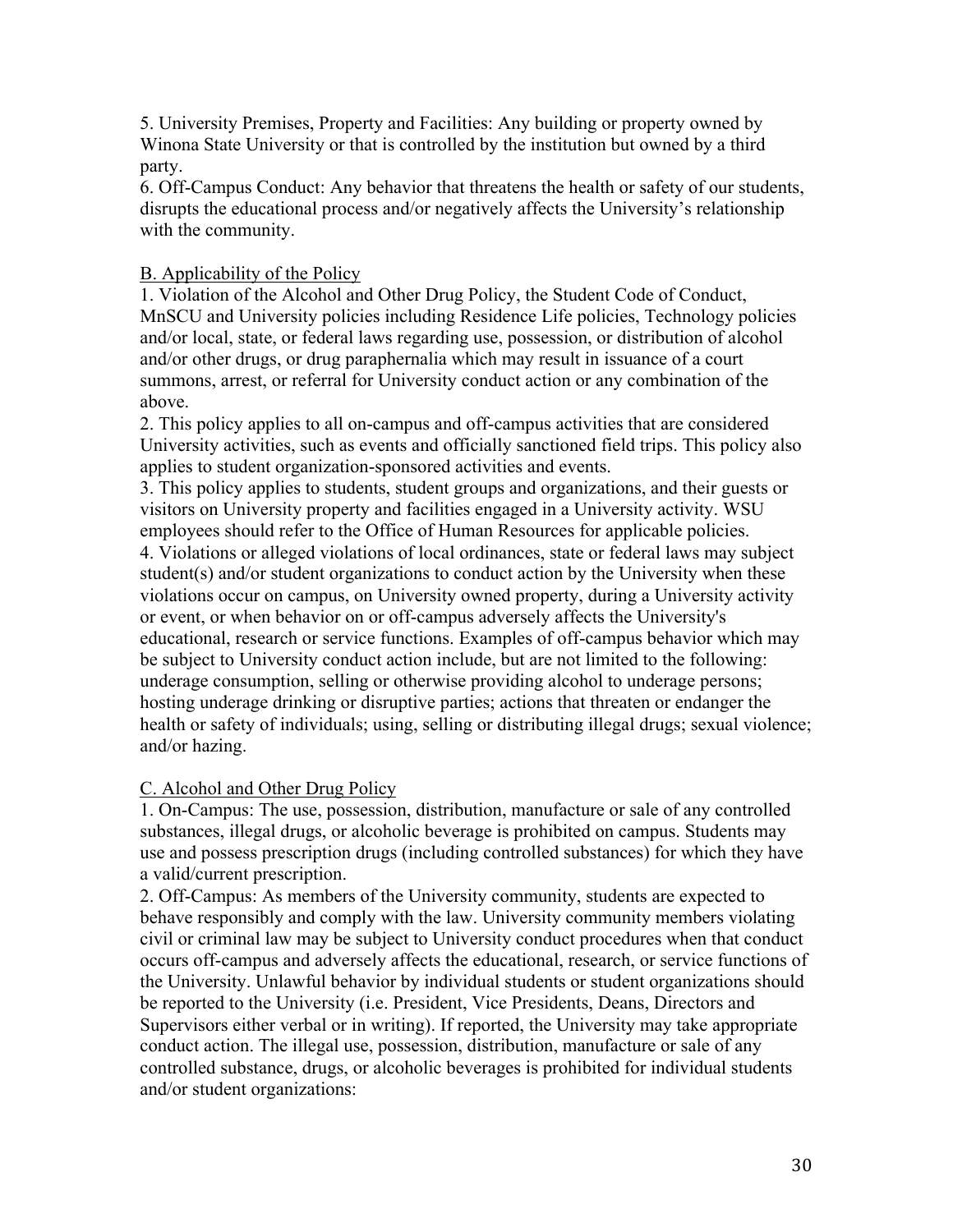5. University Premises, Property and Facilities: Any building or property owned by Winona State University or that is controlled by the institution but owned by a third party.

6. Off-Campus Conduct: Any behavior that threatens the health or safety of our students, disrupts the educational process and/or negatively affects the University's relationship with the community.

## B. Applicability of the Policy

1. Violation of the Alcohol and Other Drug Policy, the Student Code of Conduct, MnSCU and University policies including Residence Life policies, Technology policies and/or local, state, or federal laws regarding use, possession, or distribution of alcohol and/or other drugs, or drug paraphernalia which may result in issuance of a court summons, arrest, or referral for University conduct action or any combination of the above.
2. This policy applies to all on-campus and off-campus activities that are considered University activities, such as events and officially sanctioned field trips. This policy also applies to student organization-sponsored activities and events.
3. This policy applies to students, student groups and organizations, and their guests or visitors on University property and facilities engaged in a University activity. WSU employees should refer to the Office of Human Resources for applicable policies.
4. Violations or alleged violations of local ordinances, state or federal laws may subject student(s) and/or student organizations to conduct action by the University when these violations occur on campus, on University owned property, during a University activity or event, or when behavior on or off-campus adversely affects the University's educational, research or service functions. Examples of off-campus behavior which may be subject to University conduct action include, but are not limited to the following: underage consumption, selling or otherwise providing alcohol to underage persons; hosting underage drinking or disruptive parties; actions that threaten or endanger the health or safety of individuals; using, selling or distributing illegal drugs; sexual violence; and/or hazing.

## C. Alcohol and Other Drug Policy

1. On-Campus: The use, possession, distribution, manufacture or sale of any controlled substances, illegal drugs, or alcoholic beverage is prohibited on campus. Students may use and possess prescription drugs (including controlled substances) for which they have a valid/current prescription.
2. Off-Campus: As members of the University community, students are expected to behave responsibly and comply with the law. University community members violating civil or criminal law may be subject to University conduct procedures when that conduct occurs off-campus and adversely affects the educational, research, or service functions of the University. Unlawful behavior by individual students or student organizations should be reported to the University (i.e. President, Vice Presidents, Deans, Directors and Supervisors either verbal or in writing). If reported, the University may take appropriate conduct action. The illegal use, possession, distribution, manufacture or sale of any controlled substance, drugs, or alcoholic beverages is prohibited for individual students and/or student organizations: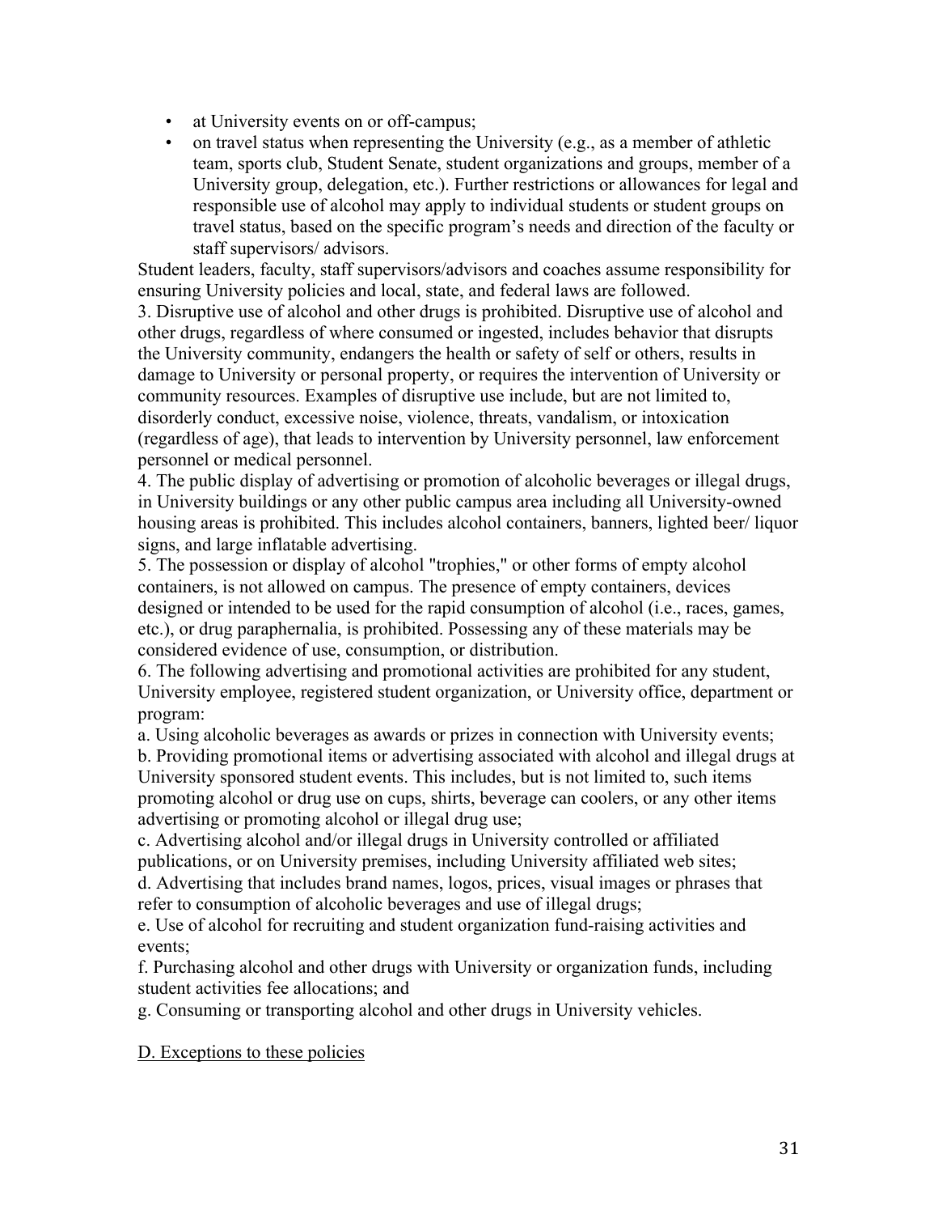- at University events on or off-campus;
- on travel status when representing the University (e.g., as a member of athletic team, sports club, Student Senate, student organizations and groups, member of a University group, delegation, etc.). Further restrictions or allowances for legal and responsible use of alcohol may apply to individual students or student groups on travel status, based on the specific program's needs and direction of the faculty or staff supervisors/ advisors.

Student leaders, faculty, staff supervisors/advisors and coaches assume responsibility for ensuring University policies and local, state, and federal laws are followed.

3. Disruptive use of alcohol and other drugs is prohibited. Disruptive use of alcohol and other drugs, regardless of where consumed or ingested, includes behavior that disrupts the University community, endangers the health or safety of self or others, results in damage to University or personal property, or requires the intervention of University or community resources. Examples of disruptive use include, but are not limited to, disorderly conduct, excessive noise, violence, threats, vandalism, or intoxication (regardless of age), that leads to intervention by University personnel, law enforcement personnel or medical personnel.

4. The public display of advertising or promotion of alcoholic beverages or illegal drugs, in University buildings or any other public campus area including all University-owned housing areas is prohibited. This includes alcohol containers, banners, lighted beer/ liquor signs, and large inflatable advertising.

5. The possession or display of alcohol "trophies," or other forms of empty alcohol containers, is not allowed on campus. The presence of empty containers, devices designed or intended to be used for the rapid consumption of alcohol (i.e., races, games, etc.), or drug paraphernalia, is prohibited. Possessing any of these materials may be considered evidence of use, consumption, or distribution.

6. The following advertising and promotional activities are prohibited for any student, University employee, registered student organization, or University office, department or program:

a. Using alcoholic beverages as awards or prizes in connection with University events;

b. Providing promotional items or advertising associated with alcohol and illegal drugs at University sponsored student events. This includes, but is not limited to, such items promoting alcohol or drug use on cups, shirts, beverage can coolers, or any other items advertising or promoting alcohol or illegal drug use;

c. Advertising alcohol and/or illegal drugs in University controlled or affiliated publications, or on University premises, including University affiliated web sites;

d. Advertising that includes brand names, logos, prices, visual images or phrases that refer to consumption of alcoholic beverages and use of illegal drugs;

e. Use of alcohol for recruiting and student organization fund-raising activities and events;

f. Purchasing alcohol and other drugs with University or organization funds, including student activities fee allocations; and

g. Consuming or transporting alcohol and other drugs in University vehicles.

D. Exceptions to these policies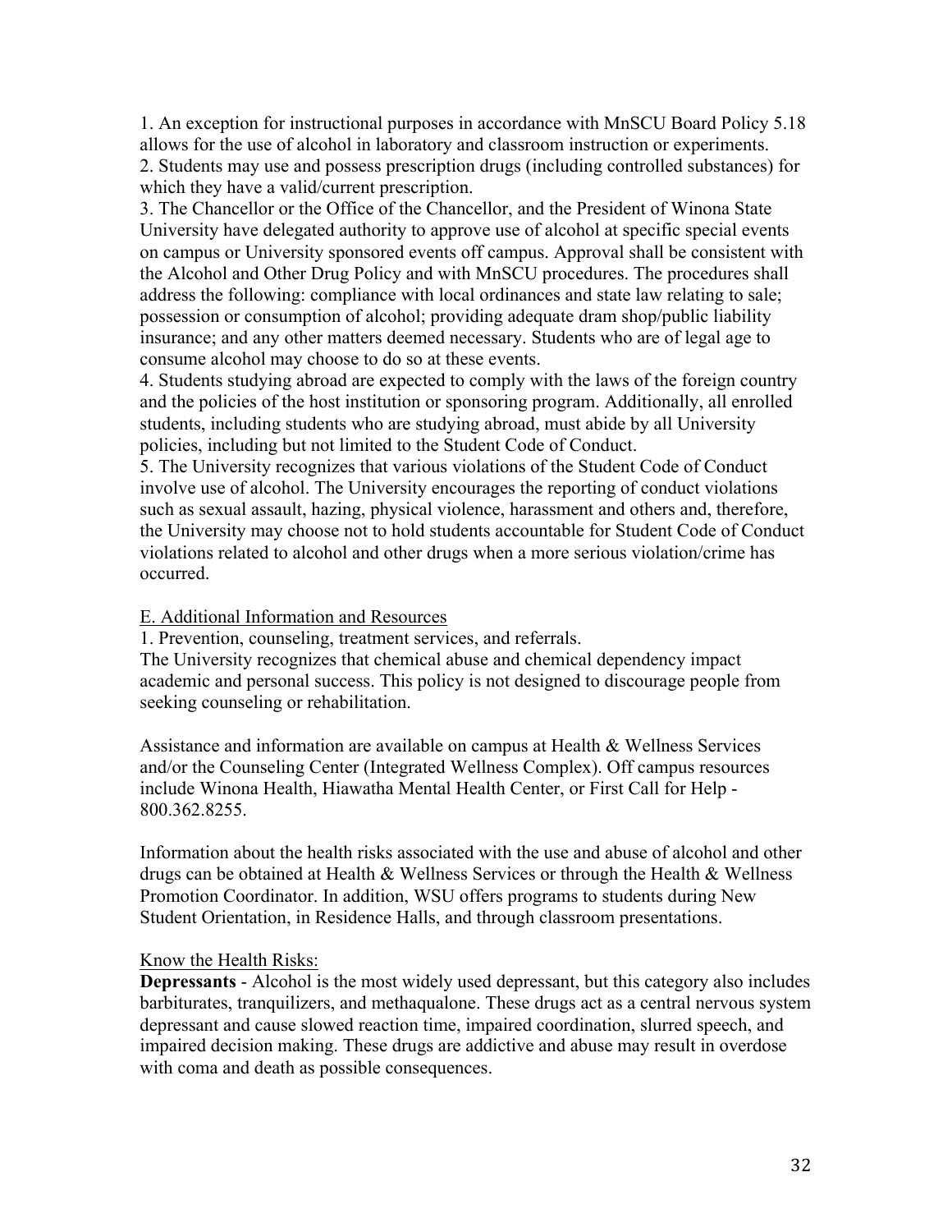1. An exception for instructional purposes in accordance with MnSCU Board Policy 5.18 allows for the use of alcohol in laboratory and classroom instruction or experiments.
2. Students may use and possess prescription drugs (including controlled substances) for which they have a valid/current prescription.
3. The Chancellor or the Office of the Chancellor, and the President of Winona State University have delegated authority to approve use of alcohol at specific special events on campus or University sponsored events off campus. Approval shall be consistent with the Alcohol and Other Drug Policy and with MnSCU procedures. The procedures shall address the following: compliance with local ordinances and state law relating to sale; possession or consumption of alcohol; providing adequate dram shop/public liability insurance; and any other matters deemed necessary. Students who are of legal age to consume alcohol may choose to do so at these events.
4. Students studying abroad are expected to comply with the laws of the foreign country and the policies of the host institution or sponsoring program. Additionally, all enrolled students, including students who are studying abroad, must abide by all University policies, including but not limited to the Student Code of Conduct.
5. The University recognizes that various violations of the Student Code of Conduct involve use of alcohol. The University encourages the reporting of conduct violations such as sexual assault, hazing, physical violence, harassment and others and, therefore, the University may choose not to hold students accountable for Student Code of Conduct violations related to alcohol and other drugs when a more serious violation/crime has occurred.

E. Additional Information and Resources

1. Prevention, counseling, treatment services, and referrals.

The University recognizes that chemical abuse and chemical dependency impact academic and personal success. This policy is not designed to discourage people from seeking counseling or rehabilitation.

Assistance and information are available on campus at Health & Wellness Services and/or the Counseling Center (Integrated Wellness Complex). Off campus resources include Winona Health, Hiawatha Mental Health Center, or First Call for Help - 800.362.8255.

Information about the health risks associated with the use and abuse of alcohol and other drugs can be obtained at Health & Wellness Services or through the Health & Wellness Promotion Coordinator. In addition, WSU offers programs to students during New Student Orientation, in Residence Halls, and through classroom presentations.

Know the Health Risks:

**Depressants** - Alcohol is the most widely used depressant, but this category also includes barbiturates, tranquilizers, and methaqualone. These drugs act as a central nervous system depressant and cause slowed reaction time, impaired coordination, slurred speech, and impaired decision making. These drugs are addictive and abuse may result in overdose with coma and death as possible consequences.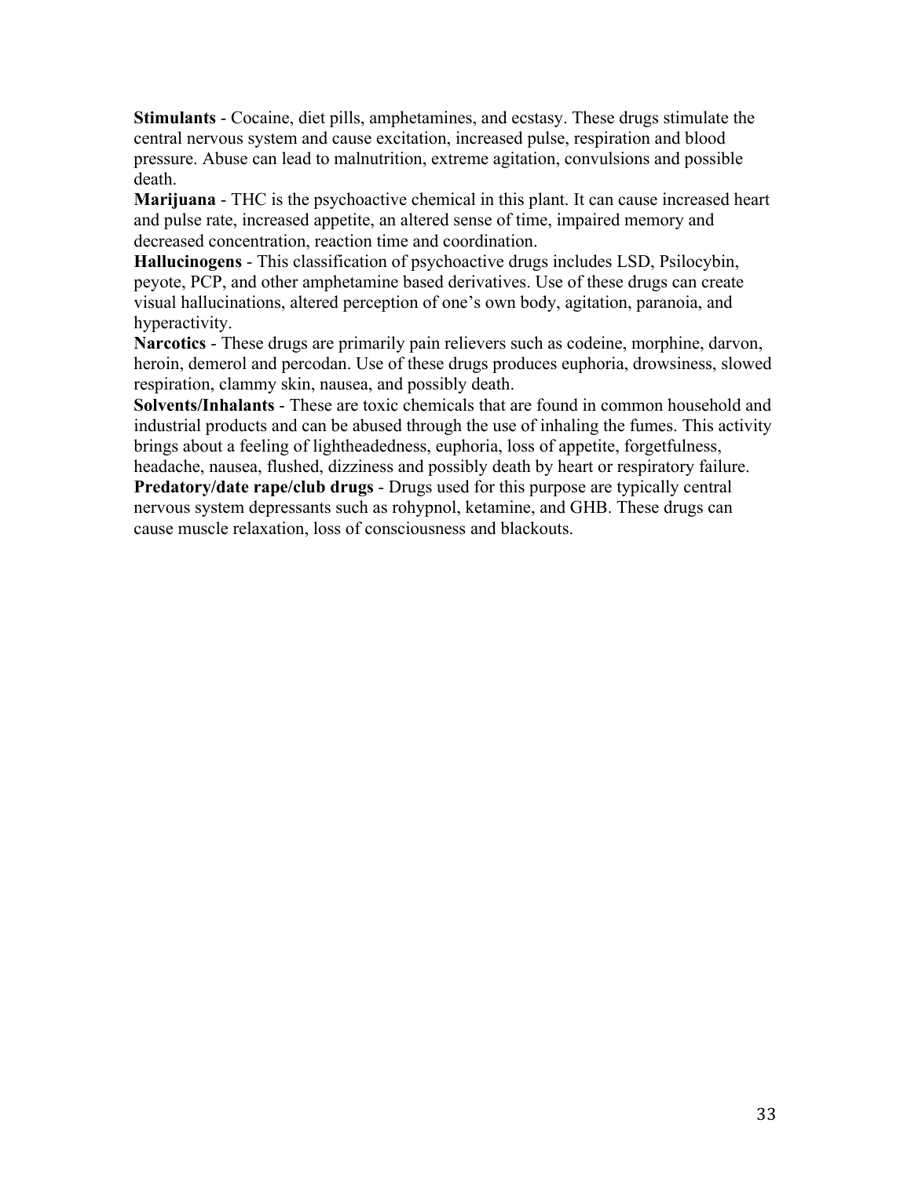**Stimulants** - Cocaine, diet pills, amphetamines, and ecstasy. These drugs stimulate the central nervous system and cause excitation, increased pulse, respiration and blood pressure. Abuse can lead to malnutrition, extreme agitation, convulsions and possible death.

**Marijuana** - THC is the psychoactive chemical in this plant. It can cause increased heart and pulse rate, increased appetite, an altered sense of time, impaired memory and decreased concentration, reaction time and coordination.

**Hallucinogens** - This classification of psychoactive drugs includes LSD, Psilocybin, peyote, PCP, and other amphetamine based derivatives. Use of these drugs can create visual hallucinations, altered perception of one's own body, agitation, paranoia, and hyperactivity.

**Narcotics** - These drugs are primarily pain relievers such as codeine, morphine, darvon, heroin, demerol and percodan. Use of these drugs produces euphoria, drowsiness, slowed respiration, clammy skin, nausea, and possibly death.

**Solvents/Inhalants** - These are toxic chemicals that are found in common household and industrial products and can be abused through the use of inhaling the fumes. This activity brings about a feeling of lightheadedness, euphoria, loss of appetite, forgetfulness, headache, nausea, flushed, dizziness and possibly death by heart or respiratory failure.

**Predatory/date rape/club drugs** - Drugs used for this purpose are typically central nervous system depressants such as rohypnol, ketamine, and GHB. These drugs can cause muscle relaxation, loss of consciousness and blackouts.